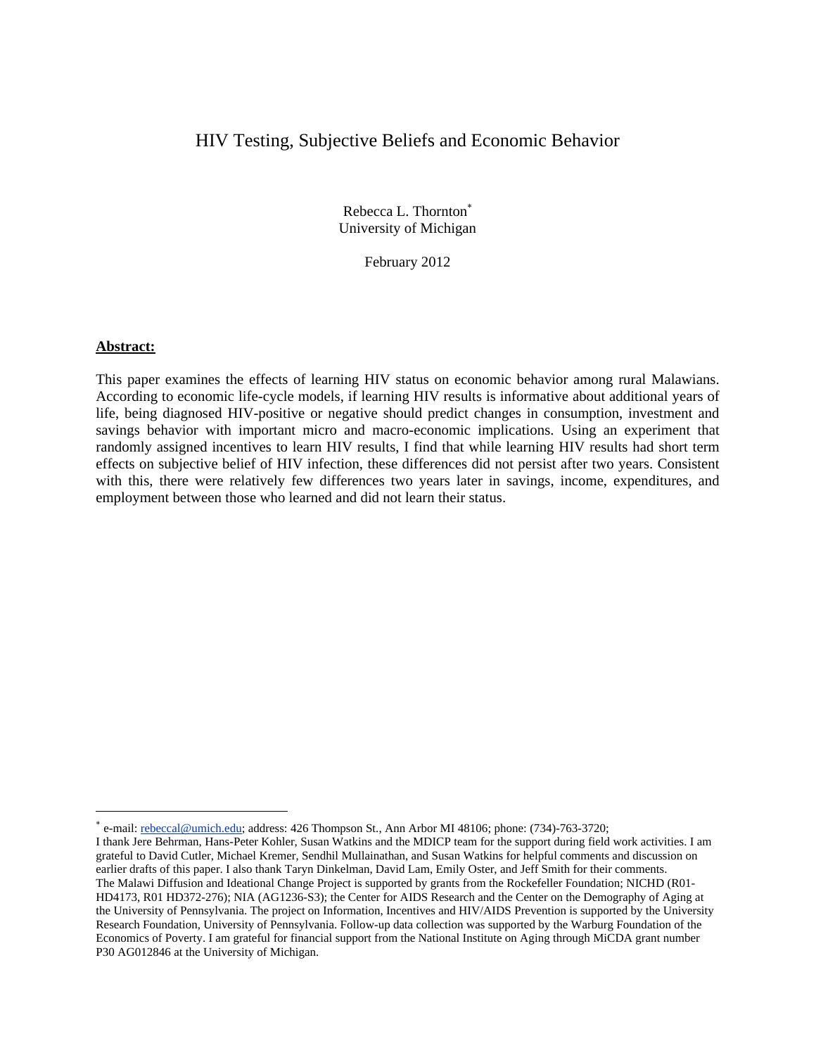# HIV Testing, Subjective Beliefs and Economic Behavior

Rebecca L. Thornton*
University of Michigan

February 2012

**Abstract:**

This paper examines the effects of learning HIV status on economic behavior among rural Malawians. According to economic life-cycle models, if learning HIV results is informative about additional years of life, being diagnosed HIV-positive or negative should predict changes in consumption, investment and savings behavior with important micro and macro-economic implications. Using an experiment that randomly assigned incentives to learn HIV results, I find that while learning HIV results had short term effects on subjective belief of HIV infection, these differences did not persist after two years. Consistent with this, there were relatively few differences two years later in savings, income, expenditures, and employment between those who learned and did not learn their status.

---

* e-mail: rebeccal@umich.edu; address: 426 Thompson St., Ann Arbor MI 48106; phone: (734)-763-3720;
I thank Jere Behrman, Hans-Peter Kohler, Susan Watkins and the MDICP team for the support during field work activities. I am grateful to David Cutler, Michael Kremer, Sendhil Mullainathan, and Susan Watkins for helpful comments and discussion on earlier drafts of this paper. I also thank Taryn Dinkelman, David Lam, Emily Oster, and Jeff Smith for their comments.
The Malawi Diffusion and Ideational Change Project is supported by grants from the Rockefeller Foundation; NICHD (R01-HD4173, R01 HD372-276); NIA (AG1236-S3); the Center for AIDS Research and the Center on the Demography of Aging at the University of Pennsylvania. The project on Information, Incentives and HIV/AIDS Prevention is supported by the University Research Foundation, University of Pennsylvania. Follow-up data collection was supported by the Warburg Foundation of the Economics of Poverty. I am grateful for financial support from the National Institute on Aging through MiCDA grant number P30 AG012846 at the University of Michigan.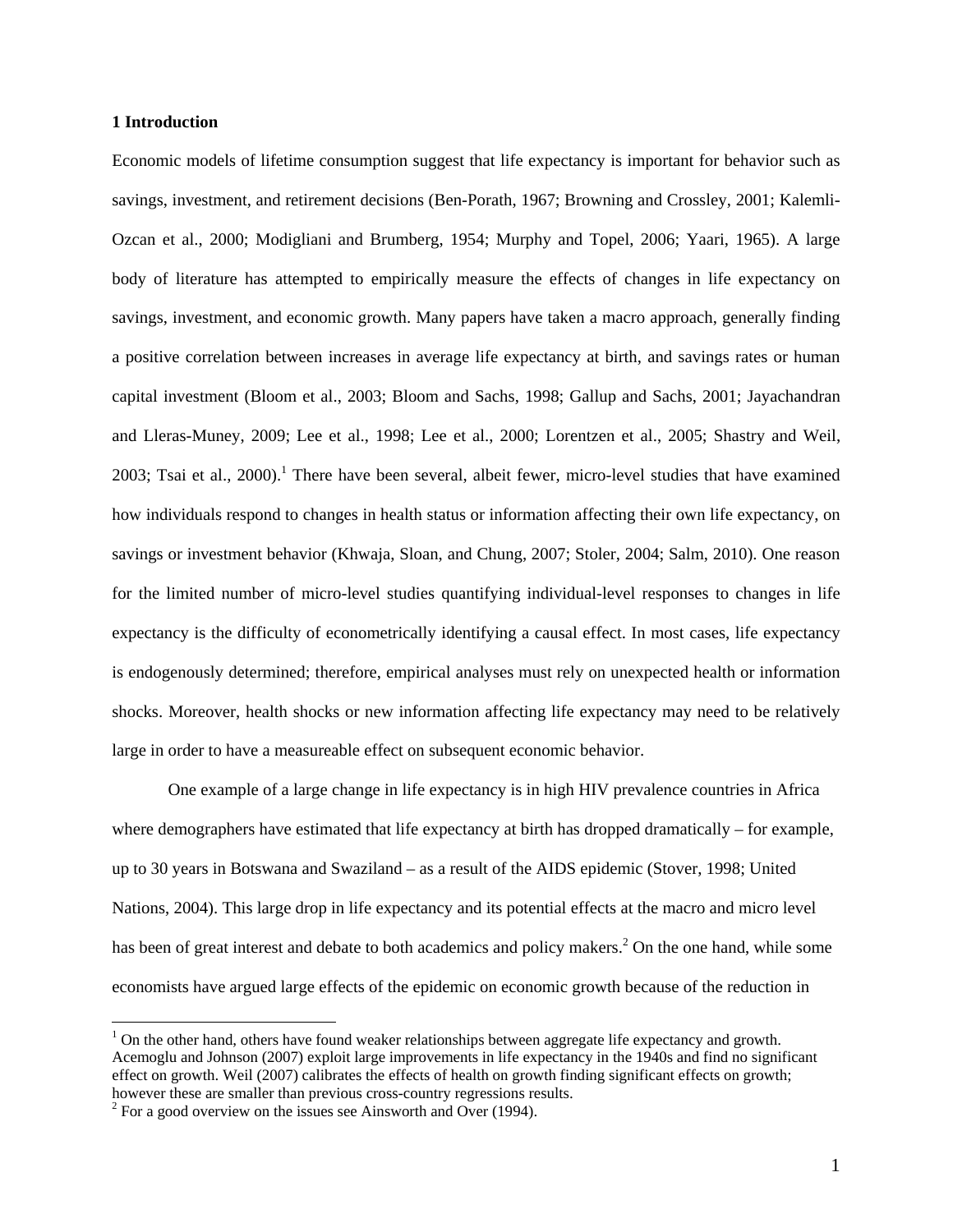## 1 Introduction

Economic models of lifetime consumption suggest that life expectancy is important for behavior such as savings, investment, and retirement decisions (Ben-Porath, 1967; Browning and Crossley, 2001; Kalemli-Ozcan et al., 2000; Modigliani and Brumberg, 1954; Murphy and Topel, 2006; Yaari, 1965). A large body of literature has attempted to empirically measure the effects of changes in life expectancy on savings, investment, and economic growth. Many papers have taken a macro approach, generally finding a positive correlation between increases in average life expectancy at birth, and savings rates or human capital investment (Bloom et al., 2003; Bloom and Sachs, 1998; Gallup and Sachs, 2001; Jayachandran and Lleras-Muney, 2009; Lee et al., 1998; Lee et al., 2000; Lorentzen et al., 2005; Shastry and Weil, 2003; Tsai et al., 2000).[1] There have been several, albeit fewer, micro-level studies that have examined how individuals respond to changes in health status or information affecting their own life expectancy, on savings or investment behavior (Khwaja, Sloan, and Chung, 2007; Stoler, 2004; Salm, 2010). One reason for the limited number of micro-level studies quantifying individual-level responses to changes in life expectancy is the difficulty of econometrically identifying a causal effect. In most cases, life expectancy is endogenously determined; therefore, empirical analyses must rely on unexpected health or information shocks. Moreover, health shocks or new information affecting life expectancy may need to be relatively large in order to have a measureable effect on subsequent economic behavior.

One example of a large change in life expectancy is in high HIV prevalence countries in Africa where demographers have estimated that life expectancy at birth has dropped dramatically – for example, up to 30 years in Botswana and Swaziland – as a result of the AIDS epidemic (Stover, 1998; United Nations, 2004). This large drop in life expectancy and its potential effects at the macro and micro level has been of great interest and debate to both academics and policy makers.[2] On the one hand, while some economists have argued large effects of the epidemic on economic growth because of the reduction in

[1] On the other hand, others have found weaker relationships between aggregate life expectancy and growth. Acemoglu and Johnson (2007) exploit large improvements in life expectancy in the 1940s and find no significant effect on growth. Weil (2007) calibrates the effects of health on growth finding significant effects on growth; however these are smaller than previous cross-country regressions results.

[2] For a good overview on the issues see Ainsworth and Over (1994).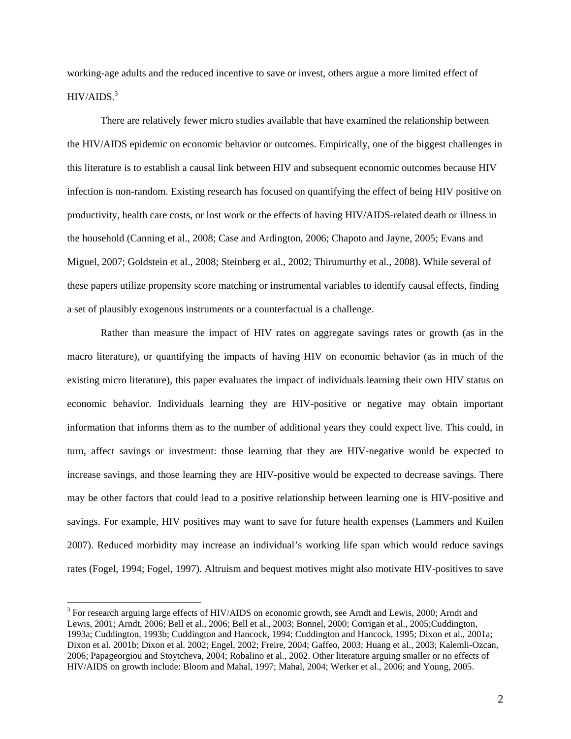working-age adults and the reduced incentive to save or invest, others argue a more limited effect of HIV/AIDS.[3]

There are relatively fewer micro studies available that have examined the relationship between the HIV/AIDS epidemic on economic behavior or outcomes. Empirically, one of the biggest challenges in this literature is to establish a causal link between HIV and subsequent economic outcomes because HIV infection is non-random. Existing research has focused on quantifying the effect of being HIV positive on productivity, health care costs, or lost work or the effects of having HIV/AIDS-related death or illness in the household (Canning et al., 2008; Case and Ardington, 2006; Chapoto and Jayne, 2005; Evans and Miguel, 2007; Goldstein et al., 2008; Steinberg et al., 2002; Thirumurthy et al., 2008). While several of these papers utilize propensity score matching or instrumental variables to identify causal effects, finding a set of plausibly exogenous instruments or a counterfactual is a challenge.

Rather than measure the impact of HIV rates on aggregate savings rates or growth (as in the macro literature), or quantifying the impacts of having HIV on economic behavior (as in much of the existing micro literature), this paper evaluates the impact of individuals learning their own HIV status on economic behavior. Individuals learning they are HIV-positive or negative may obtain important information that informs them as to the number of additional years they could expect live. This could, in turn, affect savings or investment: those learning that they are HIV-negative would be expected to increase savings, and those learning they are HIV-positive would be expected to decrease savings. There may be other factors that could lead to a positive relationship between learning one is HIV-positive and savings. For example, HIV positives may want to save for future health expenses (Lammers and Kuilen 2007). Reduced morbidity may increase an individual's working life span which would reduce savings rates (Fogel, 1994; Fogel, 1997). Altruism and bequest motives might also motivate HIV-positives to save

[3] For research arguing large effects of HIV/AIDS on economic growth, see Arndt and Lewis, 2000; Arndt and Lewis, 2001; Arndt, 2006; Bell et al., 2006; Bell et al., 2003; Bonnel, 2000; Corrigan et al., 2005;Cuddington, 1993a; Cuddington, 1993b; Cuddington and Hancock, 1994; Cuddington and Hancock, 1995; Dixon et al., 2001a; Dixon et al. 2001b; Dixon et al. 2002; Engel, 2002; Freire, 2004; Gaffeo, 2003; Huang et al., 2003; Kalemli-Ozcan, 2006; Papageorgiou and Stoytcheva, 2004; Robalino et al., 2002. Other literature arguing smaller or no effects of HIV/AIDS on growth include: Bloom and Mahal, 1997; Mahal, 2004; Werker et al., 2006; and Young, 2005.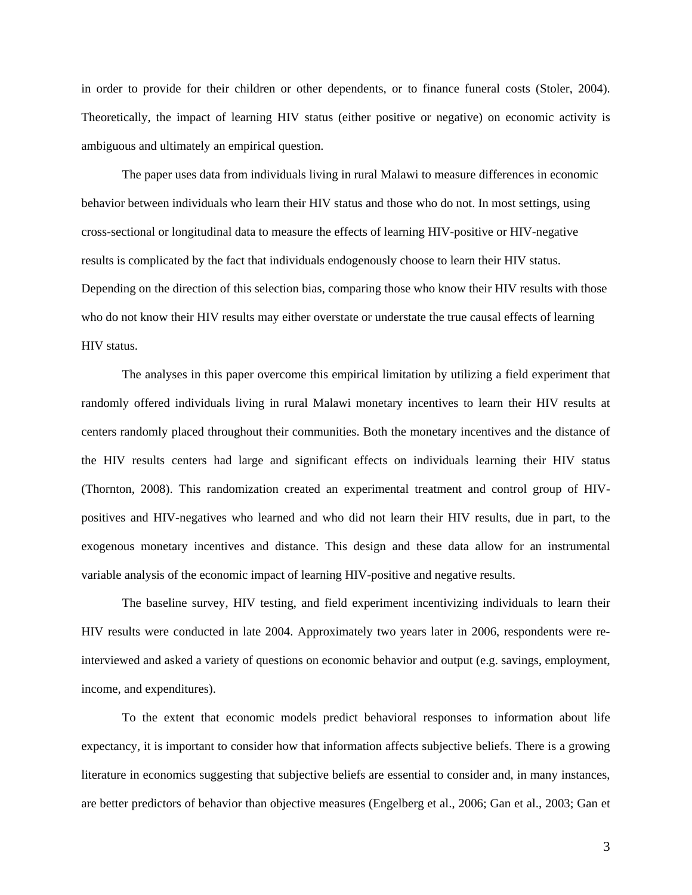in order to provide for their children or other dependents, or to finance funeral costs (Stoler, 2004). Theoretically, the impact of learning HIV status (either positive or negative) on economic activity is ambiguous and ultimately an empirical question.

The paper uses data from individuals living in rural Malawi to measure differences in economic behavior between individuals who learn their HIV status and those who do not. In most settings, using cross-sectional or longitudinal data to measure the effects of learning HIV-positive or HIV-negative results is complicated by the fact that individuals endogenously choose to learn their HIV status. Depending on the direction of this selection bias, comparing those who know their HIV results with those who do not know their HIV results may either overstate or understate the true causal effects of learning HIV status.

The analyses in this paper overcome this empirical limitation by utilizing a field experiment that randomly offered individuals living in rural Malawi monetary incentives to learn their HIV results at centers randomly placed throughout their communities. Both the monetary incentives and the distance of the HIV results centers had large and significant effects on individuals learning their HIV status (Thornton, 2008). This randomization created an experimental treatment and control group of HIV-positives and HIV-negatives who learned and who did not learn their HIV results, due in part, to the exogenous monetary incentives and distance. This design and these data allow for an instrumental variable analysis of the economic impact of learning HIV-positive and negative results.

The baseline survey, HIV testing, and field experiment incentivizing individuals to learn their HIV results were conducted in late 2004. Approximately two years later in 2006, respondents were re-interviewed and asked a variety of questions on economic behavior and output (e.g. savings, employment, income, and expenditures).

To the extent that economic models predict behavioral responses to information about life expectancy, it is important to consider how that information affects subjective beliefs. There is a growing literature in economics suggesting that subjective beliefs are essential to consider and, in many instances, are better predictors of behavior than objective measures (Engelberg et al., 2006; Gan et al., 2003; Gan et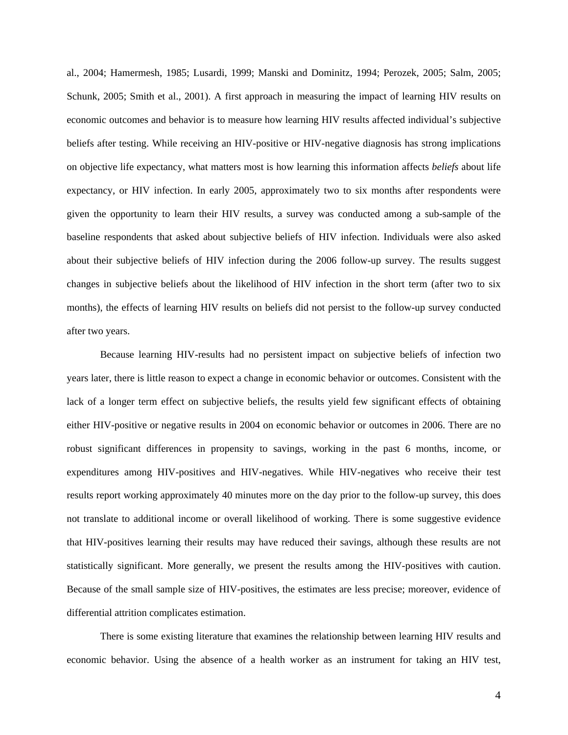al., 2004; Hamermesh, 1985; Lusardi, 1999; Manski and Dominitz, 1994; Perozek, 2005; Salm, 2005; Schunk, 2005; Smith et al., 2001). A first approach in measuring the impact of learning HIV results on economic outcomes and behavior is to measure how learning HIV results affected individual's subjective beliefs after testing. While receiving an HIV-positive or HIV-negative diagnosis has strong implications on objective life expectancy, what matters most is how learning this information affects *beliefs* about life expectancy, or HIV infection. In early 2005, approximately two to six months after respondents were given the opportunity to learn their HIV results, a survey was conducted among a sub-sample of the baseline respondents that asked about subjective beliefs of HIV infection. Individuals were also asked about their subjective beliefs of HIV infection during the 2006 follow-up survey. The results suggest changes in subjective beliefs about the likelihood of HIV infection in the short term (after two to six months), the effects of learning HIV results on beliefs did not persist to the follow-up survey conducted after two years.

Because learning HIV-results had no persistent impact on subjective beliefs of infection two years later, there is little reason to expect a change in economic behavior or outcomes. Consistent with the lack of a longer term effect on subjective beliefs, the results yield few significant effects of obtaining either HIV-positive or negative results in 2004 on economic behavior or outcomes in 2006. There are no robust significant differences in propensity to savings, working in the past 6 months, income, or expenditures among HIV-positives and HIV-negatives. While HIV-negatives who receive their test results report working approximately 40 minutes more on the day prior to the follow-up survey, this does not translate to additional income or overall likelihood of working. There is some suggestive evidence that HIV-positives learning their results may have reduced their savings, although these results are not statistically significant. More generally, we present the results among the HIV-positives with caution. Because of the small sample size of HIV-positives, the estimates are less precise; moreover, evidence of differential attrition complicates estimation.

There is some existing literature that examines the relationship between learning HIV results and economic behavior. Using the absence of a health worker as an instrument for taking an HIV test,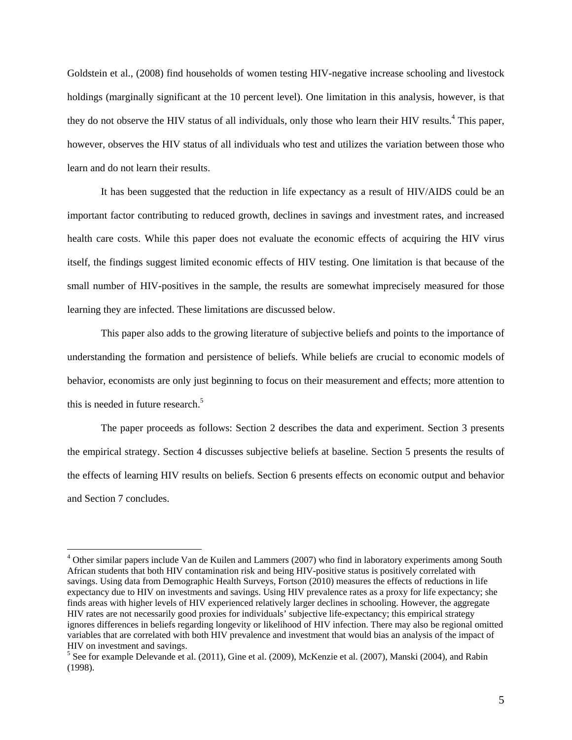Goldstein et al., (2008) find households of women testing HIV-negative increase schooling and livestock holdings (marginally significant at the 10 percent level). One limitation in this analysis, however, is that they do not observe the HIV status of all individuals, only those who learn their HIV results.[4] This paper, however, observes the HIV status of all individuals who test and utilizes the variation between those who learn and do not learn their results.

It has been suggested that the reduction in life expectancy as a result of HIV/AIDS could be an important factor contributing to reduced growth, declines in savings and investment rates, and increased health care costs. While this paper does not evaluate the economic effects of acquiring the HIV virus itself, the findings suggest limited economic effects of HIV testing. One limitation is that because of the small number of HIV-positives in the sample, the results are somewhat imprecisely measured for those learning they are infected. These limitations are discussed below.

This paper also adds to the growing literature of subjective beliefs and points to the importance of understanding the formation and persistence of beliefs. While beliefs are crucial to economic models of behavior, economists are only just beginning to focus on their measurement and effects; more attention to this is needed in future research.[5]

The paper proceeds as follows: Section 2 describes the data and experiment. Section 3 presents the empirical strategy. Section 4 discusses subjective beliefs at baseline. Section 5 presents the results of the effects of learning HIV results on beliefs. Section 6 presents effects on economic output and behavior and Section 7 concludes.

---

[4] Other similar papers include Van de Kuilen and Lammers (2007) who find in laboratory experiments among South African students that both HIV contamination risk and being HIV-positive status is positively correlated with savings. Using data from Demographic Health Surveys, Fortson (2010) measures the effects of reductions in life expectancy due to HIV on investments and savings. Using HIV prevalence rates as a proxy for life expectancy; she finds areas with higher levels of HIV experienced relatively larger declines in schooling. However, the aggregate HIV rates are not necessarily good proxies for individuals' subjective life-expectancy; this empirical strategy ignores differences in beliefs regarding longevity or likelihood of HIV infection. There may also be regional omitted variables that are correlated with both HIV prevalence and investment that would bias an analysis of the impact of HIV on investment and savings.

[5] See for example Delevande et al. (2011), Gine et al. (2009), McKenzie et al. (2007), Manski (2004), and Rabin (1998).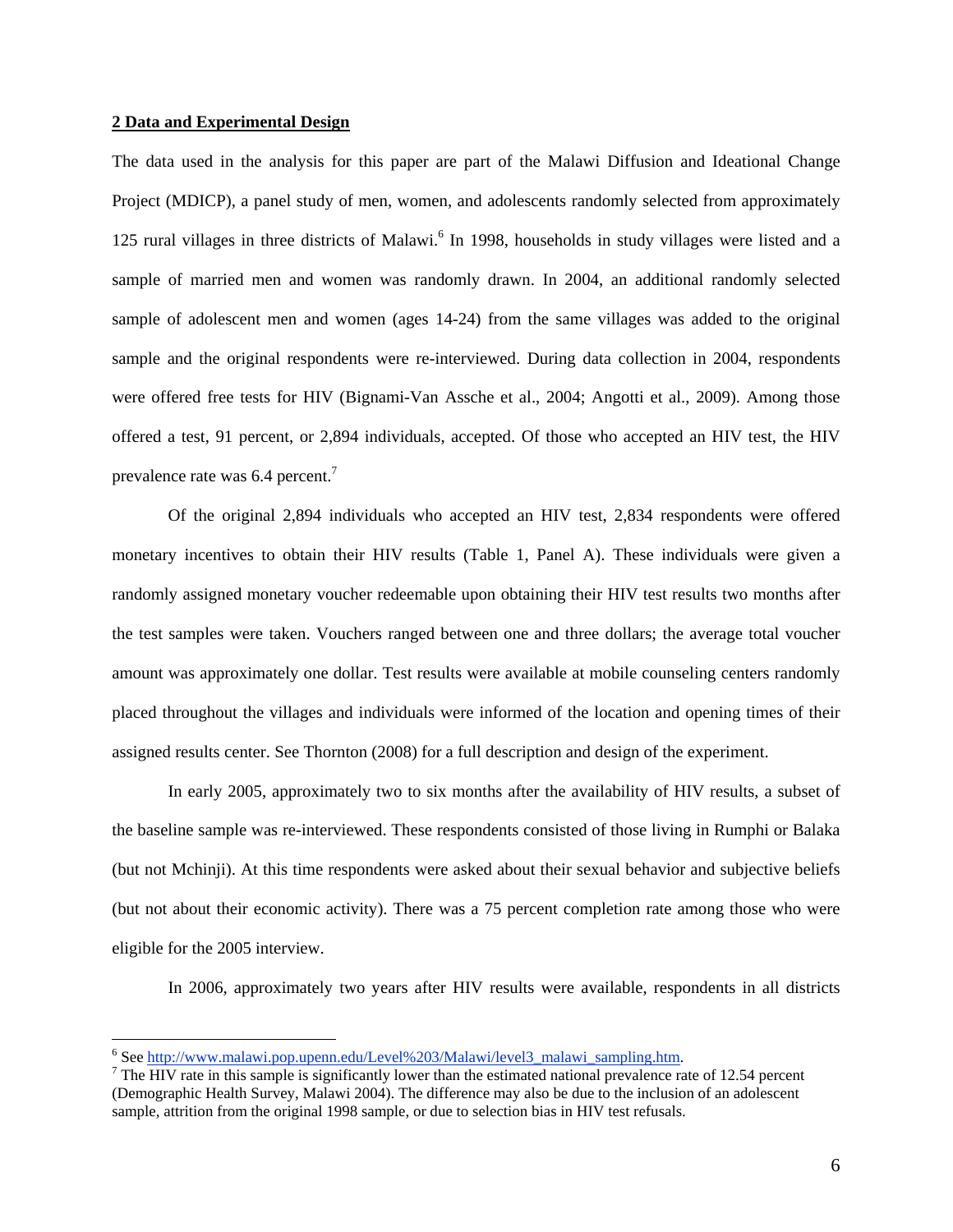## 2 Data and Experimental Design

The data used in the analysis for this paper are part of the Malawi Diffusion and Ideational Change Project (MDICP), a panel study of men, women, and adolescents randomly selected from approximately 125 rural villages in three districts of Malawi.[6] In 1998, households in study villages were listed and a sample of married men and women was randomly drawn. In 2004, an additional randomly selected sample of adolescent men and women (ages 14-24) from the same villages was added to the original sample and the original respondents were re-interviewed. During data collection in 2004, respondents were offered free tests for HIV (Bignami-Van Assche et al., 2004; Angotti et al., 2009). Among those offered a test, 91 percent, or 2,894 individuals, accepted. Of those who accepted an HIV test, the HIV prevalence rate was 6.4 percent.[7]

Of the original 2,894 individuals who accepted an HIV test, 2,834 respondents were offered monetary incentives to obtain their HIV results (Table 1, Panel A). These individuals were given a randomly assigned monetary voucher redeemable upon obtaining their HIV test results two months after the test samples were taken. Vouchers ranged between one and three dollars; the average total voucher amount was approximately one dollar. Test results were available at mobile counseling centers randomly placed throughout the villages and individuals were informed of the location and opening times of their assigned results center. See Thornton (2008) for a full description and design of the experiment.

In early 2005, approximately two to six months after the availability of HIV results, a subset of the baseline sample was re-interviewed. These respondents consisted of those living in Rumphi or Balaka (but not Mchinji). At this time respondents were asked about their sexual behavior and subjective beliefs (but not about their economic activity). There was a 75 percent completion rate among those who were eligible for the 2005 interview.

In 2006, approximately two years after HIV results were available, respondents in all districts

---

[6] See http://www.malawi.pop.upenn.edu/Level%203/Malawi/level3_malawi_sampling.htm.

[7] The HIV rate in this sample is significantly lower than the estimated national prevalence rate of 12.54 percent (Demographic Health Survey, Malawi 2004). The difference may also be due to the inclusion of an adolescent sample, attrition from the original 1998 sample, or due to selection bias in HIV test refusals.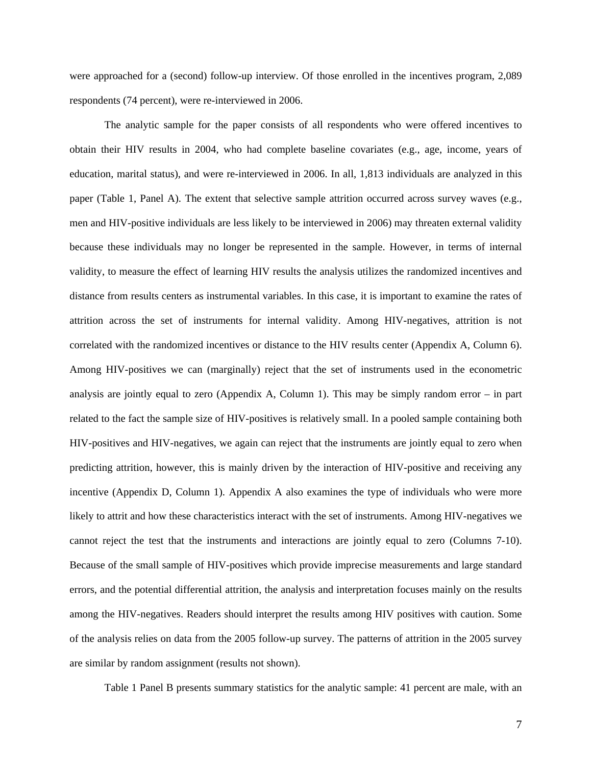were approached for a (second) follow-up interview. Of those enrolled in the incentives program, 2,089 respondents (74 percent), were re-interviewed in 2006.

The analytic sample for the paper consists of all respondents who were offered incentives to obtain their HIV results in 2004, who had complete baseline covariates (e.g., age, income, years of education, marital status), and were re-interviewed in 2006. In all, 1,813 individuals are analyzed in this paper (Table 1, Panel A). The extent that selective sample attrition occurred across survey waves (e.g., men and HIV-positive individuals are less likely to be interviewed in 2006) may threaten external validity because these individuals may no longer be represented in the sample. However, in terms of internal validity, to measure the effect of learning HIV results the analysis utilizes the randomized incentives and distance from results centers as instrumental variables. In this case, it is important to examine the rates of attrition across the set of instruments for internal validity. Among HIV-negatives, attrition is not correlated with the randomized incentives or distance to the HIV results center (Appendix A, Column 6). Among HIV-positives we can (marginally) reject that the set of instruments used in the econometric analysis are jointly equal to zero (Appendix A, Column 1). This may be simply random error – in part related to the fact the sample size of HIV-positives is relatively small. In a pooled sample containing both HIV-positives and HIV-negatives, we again can reject that the instruments are jointly equal to zero when predicting attrition, however, this is mainly driven by the interaction of HIV-positive and receiving any incentive (Appendix D, Column 1). Appendix A also examines the type of individuals who were more likely to attrit and how these characteristics interact with the set of instruments. Among HIV-negatives we cannot reject the test that the instruments and interactions are jointly equal to zero (Columns 7-10). Because of the small sample of HIV-positives which provide imprecise measurements and large standard errors, and the potential differential attrition, the analysis and interpretation focuses mainly on the results among the HIV-negatives. Readers should interpret the results among HIV positives with caution. Some of the analysis relies on data from the 2005 follow-up survey. The patterns of attrition in the 2005 survey are similar by random assignment (results not shown).

Table 1 Panel B presents summary statistics for the analytic sample: 41 percent are male, with an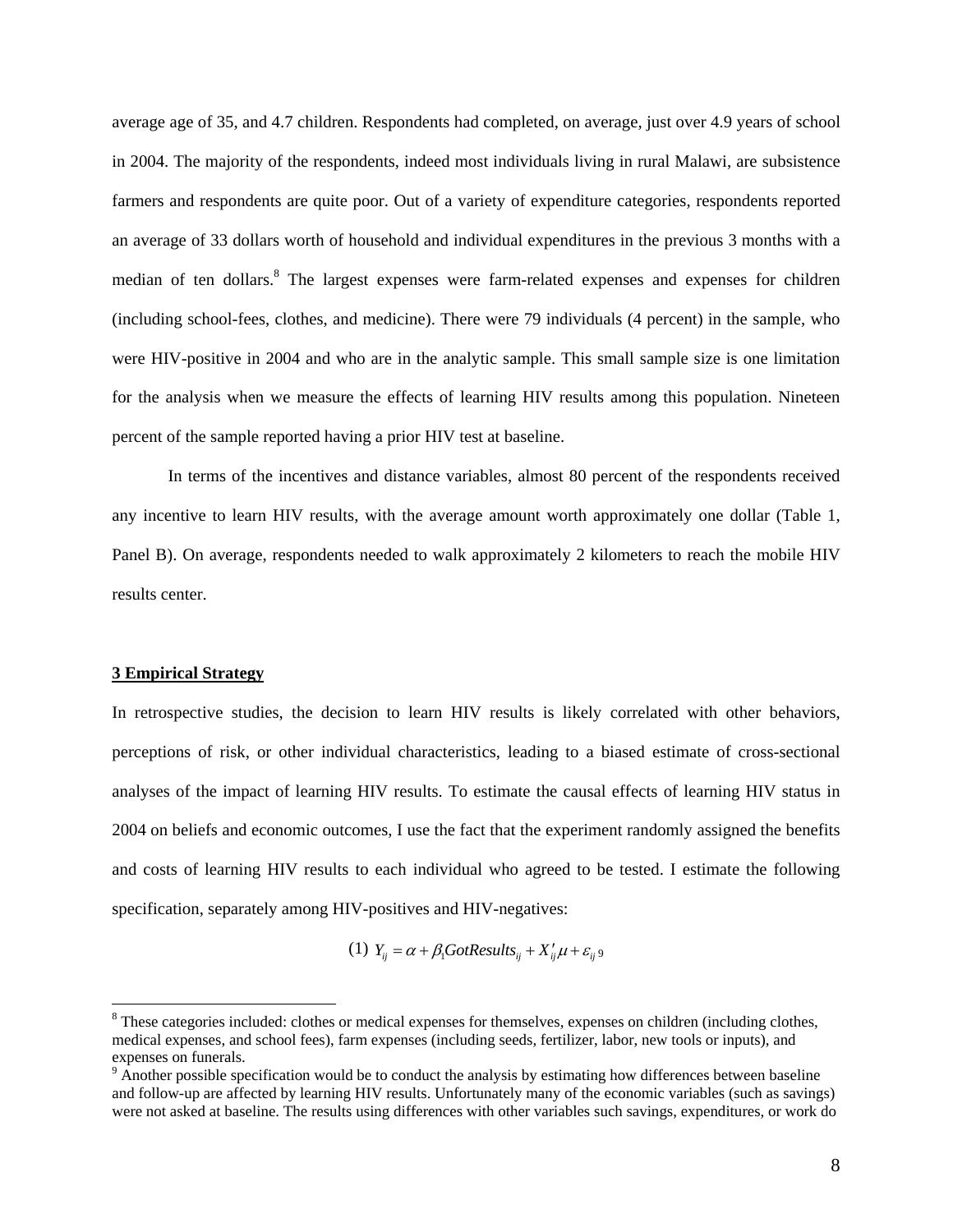average age of 35, and 4.7 children. Respondents had completed, on average, just over 4.9 years of school in 2004. The majority of the respondents, indeed most individuals living in rural Malawi, are subsistence farmers and respondents are quite poor. Out of a variety of expenditure categories, respondents reported an average of 33 dollars worth of household and individual expenditures in the previous 3 months with a median of ten dollars.[8] The largest expenses were farm-related expenses and expenses for children (including school-fees, clothes, and medicine). There were 79 individuals (4 percent) in the sample, who were HIV-positive in 2004 and who are in the analytic sample. This small sample size is one limitation for the analysis when we measure the effects of learning HIV results among this population. Nineteen percent of the sample reported having a prior HIV test at baseline.

In terms of the incentives and distance variables, almost 80 percent of the respondents received any incentive to learn HIV results, with the average amount worth approximately one dollar (Table 1, Panel B). On average, respondents needed to walk approximately 2 kilometers to reach the mobile HIV results center.

## 3 Empirical Strategy

In retrospective studies, the decision to learn HIV results is likely correlated with other behaviors, perceptions of risk, or other individual characteristics, leading to a biased estimate of cross-sectional analyses of the impact of learning HIV results. To estimate the causal effects of learning HIV status in 2004 on beliefs and economic outcomes, I use the fact that the experiment randomly assigned the benefits and costs of learning HIV results to each individual who agreed to be tested. I estimate the following specification, separately among HIV-positives and HIV-negatives:

$$(1) \quad Y_{ij} = \alpha + \beta_1 GotResults_{ij} + X'_{ij}\mu + \varepsilon_{ij}$$ [9]

[8] These categories included: clothes or medical expenses for themselves, expenses on children (including clothes, medical expenses, and school fees), farm expenses (including seeds, fertilizer, labor, new tools or inputs), and expenses on funerals.

[9] Another possible specification would be to conduct the analysis by estimating how differences between baseline and follow-up are affected by learning HIV results. Unfortunately many of the economic variables (such as savings) were not asked at baseline. The results using differences with other variables such savings, expenditures, or work do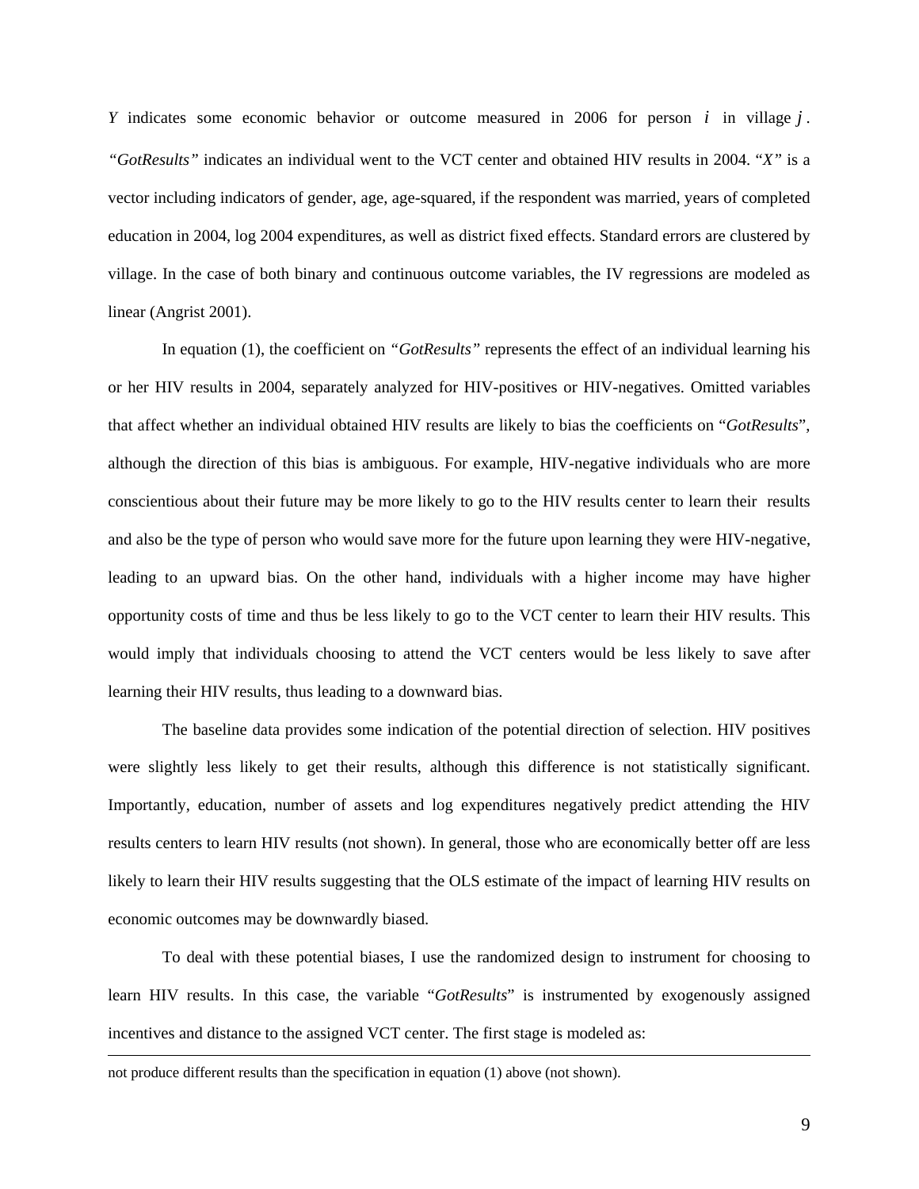$Y$ indicates some economic behavior or outcome measured in 2006 for person $i$ in village $j$. *"GotResults"* indicates an individual went to the VCT center and obtained HIV results in 2004. "*X*" is a vector including indicators of gender, age, age-squared, if the respondent was married, years of completed education in 2004, log 2004 expenditures, as well as district fixed effects. Standard errors are clustered by village. In the case of both binary and continuous outcome variables, the IV regressions are modeled as linear (Angrist 2001).

In equation (1), the coefficient on *"GotResults"* represents the effect of an individual learning his or her HIV results in 2004, separately analyzed for HIV-positives or HIV-negatives. Omitted variables that affect whether an individual obtained HIV results are likely to bias the coefficients on "*GotResults*", although the direction of this bias is ambiguous. For example, HIV-negative individuals who are more conscientious about their future may be more likely to go to the HIV results center to learn their results and also be the type of person who would save more for the future upon learning they were HIV-negative, leading to an upward bias. On the other hand, individuals with a higher income may have higher opportunity costs of time and thus be less likely to go to the VCT center to learn their HIV results. This would imply that individuals choosing to attend the VCT centers would be less likely to save after learning their HIV results, thus leading to a downward bias.

The baseline data provides some indication of the potential direction of selection. HIV positives were slightly less likely to get their results, although this difference is not statistically significant. Importantly, education, number of assets and log expenditures negatively predict attending the HIV results centers to learn HIV results (not shown). In general, those who are economically better off are less likely to learn their HIV results suggesting that the OLS estimate of the impact of learning HIV results on economic outcomes may be downwardly biased.

To deal with these potential biases, I use the randomized design to instrument for choosing to learn HIV results. In this case, the variable "*GotResults*" is instrumented by exogenously assigned incentives and distance to the assigned VCT center. The first stage is modeled as:

---

not produce different results than the specification in equation (1) above (not shown).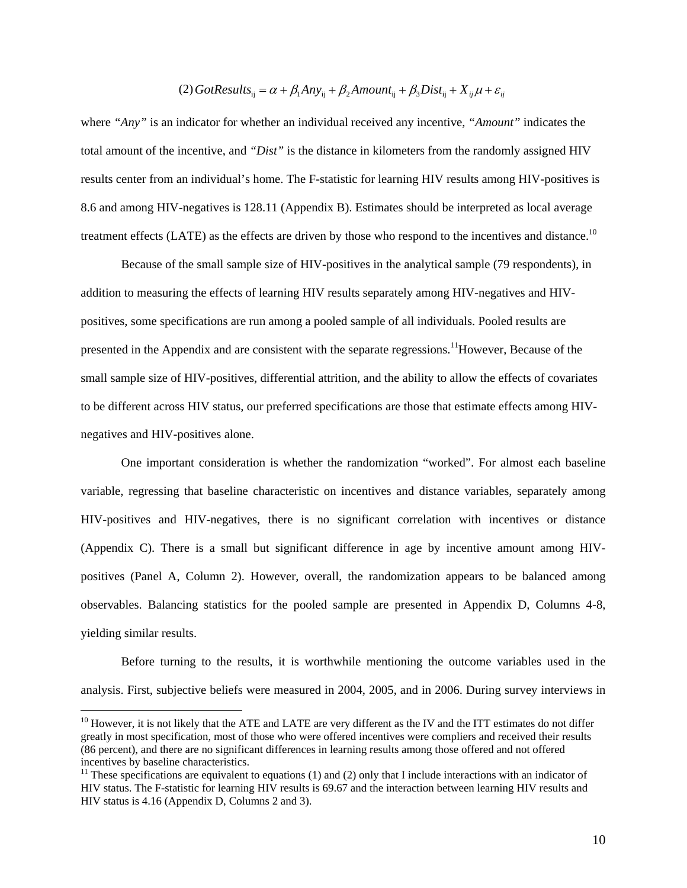$$(2)\, GotResults_{ij} = \alpha + \beta_1 Any_{ij} + \beta_2 Amount_{ij} + \beta_3 Dist_{ij} + X_{ij}\mu + \varepsilon_{ij}$$

where *"Any"* is an indicator for whether an individual received any incentive, *"Amount"* indicates the total amount of the incentive, and *"Dist"* is the distance in kilometers from the randomly assigned HIV results center from an individual's home. The F-statistic for learning HIV results among HIV-positives is 8.6 and among HIV-negatives is 128.11 (Appendix B). Estimates should be interpreted as local average treatment effects (LATE) as the effects are driven by those who respond to the incentives and distance.[10]

Because of the small sample size of HIV-positives in the analytical sample (79 respondents), in addition to measuring the effects of learning HIV results separately among HIV-negatives and HIV-positives, some specifications are run among a pooled sample of all individuals. Pooled results are presented in the Appendix and are consistent with the separate regressions.[11]However, Because of the small sample size of HIV-positives, differential attrition, and the ability to allow the effects of covariates to be different across HIV status, our preferred specifications are those that estimate effects among HIV-negatives and HIV-positives alone.

One important consideration is whether the randomization "worked". For almost each baseline variable, regressing that baseline characteristic on incentives and distance variables, separately among HIV-positives and HIV-negatives, there is no significant correlation with incentives or distance (Appendix C). There is a small but significant difference in age by incentive amount among HIV-positives (Panel A, Column 2). However, overall, the randomization appears to be balanced among observables. Balancing statistics for the pooled sample are presented in Appendix D, Columns 4-8, yielding similar results.

Before turning to the results, it is worthwhile mentioning the outcome variables used in the analysis. First, subjective beliefs were measured in 2004, 2005, and in 2006. During survey interviews in

---

[10] However, it is not likely that the ATE and LATE are very different as the IV and the ITT estimates do not differ greatly in most specification, most of those who were offered incentives were compliers and received their results (86 percent), and there are no significant differences in learning results among those offered and not offered incentives by baseline characteristics.

[11] These specifications are equivalent to equations (1) and (2) only that I include interactions with an indicator of HIV status. The F-statistic for learning HIV results is 69.67 and the interaction between learning HIV results and HIV status is 4.16 (Appendix D, Columns 2 and 3).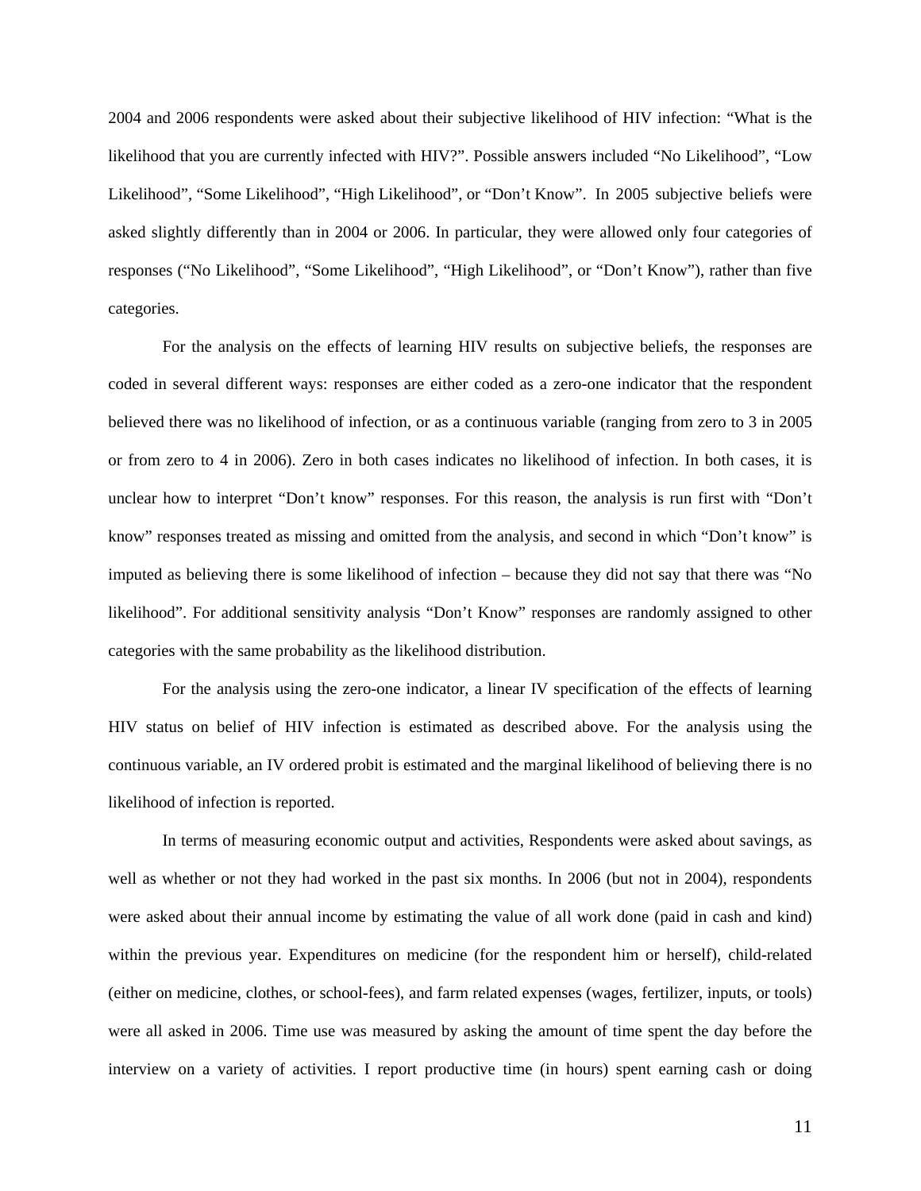2004 and 2006 respondents were asked about their subjective likelihood of HIV infection: "What is the likelihood that you are currently infected with HIV?". Possible answers included "No Likelihood", "Low Likelihood", "Some Likelihood", "High Likelihood", or "Don't Know". In 2005 subjective beliefs were asked slightly differently than in 2004 or 2006. In particular, they were allowed only four categories of responses ("No Likelihood", "Some Likelihood", "High Likelihood", or "Don't Know"), rather than five categories.

For the analysis on the effects of learning HIV results on subjective beliefs, the responses are coded in several different ways: responses are either coded as a zero-one indicator that the respondent believed there was no likelihood of infection, or as a continuous variable (ranging from zero to 3 in 2005 or from zero to 4 in 2006). Zero in both cases indicates no likelihood of infection. In both cases, it is unclear how to interpret "Don't know" responses. For this reason, the analysis is run first with "Don't know" responses treated as missing and omitted from the analysis, and second in which "Don't know" is imputed as believing there is some likelihood of infection – because they did not say that there was "No likelihood". For additional sensitivity analysis "Don't Know" responses are randomly assigned to other categories with the same probability as the likelihood distribution.

For the analysis using the zero-one indicator, a linear IV specification of the effects of learning HIV status on belief of HIV infection is estimated as described above. For the analysis using the continuous variable, an IV ordered probit is estimated and the marginal likelihood of believing there is no likelihood of infection is reported.

In terms of measuring economic output and activities, Respondents were asked about savings, as well as whether or not they had worked in the past six months. In 2006 (but not in 2004), respondents were asked about their annual income by estimating the value of all work done (paid in cash and kind) within the previous year. Expenditures on medicine (for the respondent him or herself), child-related (either on medicine, clothes, or school-fees), and farm related expenses (wages, fertilizer, inputs, or tools) were all asked in 2006. Time use was measured by asking the amount of time spent the day before the interview on a variety of activities. I report productive time (in hours) spent earning cash or doing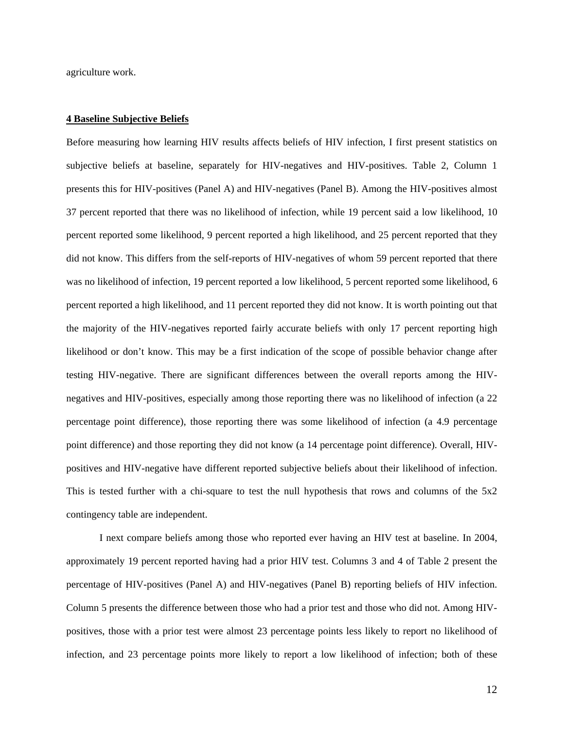agriculture work.

## 4 Baseline Subjective Beliefs

Before measuring how learning HIV results affects beliefs of HIV infection, I first present statistics on subjective beliefs at baseline, separately for HIV-negatives and HIV-positives. Table 2, Column 1 presents this for HIV-positives (Panel A) and HIV-negatives (Panel B). Among the HIV-positives almost 37 percent reported that there was no likelihood of infection, while 19 percent said a low likelihood, 10 percent reported some likelihood, 9 percent reported a high likelihood, and 25 percent reported that they did not know. This differs from the self-reports of HIV-negatives of whom 59 percent reported that there was no likelihood of infection, 19 percent reported a low likelihood, 5 percent reported some likelihood, 6 percent reported a high likelihood, and 11 percent reported they did not know. It is worth pointing out that the majority of the HIV-negatives reported fairly accurate beliefs with only 17 percent reporting high likelihood or don't know. This may be a first indication of the scope of possible behavior change after testing HIV-negative. There are significant differences between the overall reports among the HIV-negatives and HIV-positives, especially among those reporting there was no likelihood of infection (a 22 percentage point difference), those reporting there was some likelihood of infection (a 4.9 percentage point difference) and those reporting they did not know (a 14 percentage point difference). Overall, HIV-positives and HIV-negative have different reported subjective beliefs about their likelihood of infection. This is tested further with a chi-square to test the null hypothesis that rows and columns of the 5x2 contingency table are independent.

I next compare beliefs among those who reported ever having an HIV test at baseline. In 2004, approximately 19 percent reported having had a prior HIV test. Columns 3 and 4 of Table 2 present the percentage of HIV-positives (Panel A) and HIV-negatives (Panel B) reporting beliefs of HIV infection. Column 5 presents the difference between those who had a prior test and those who did not. Among HIV-positives, those with a prior test were almost 23 percentage points less likely to report no likelihood of infection, and 23 percentage points more likely to report a low likelihood of infection; both of these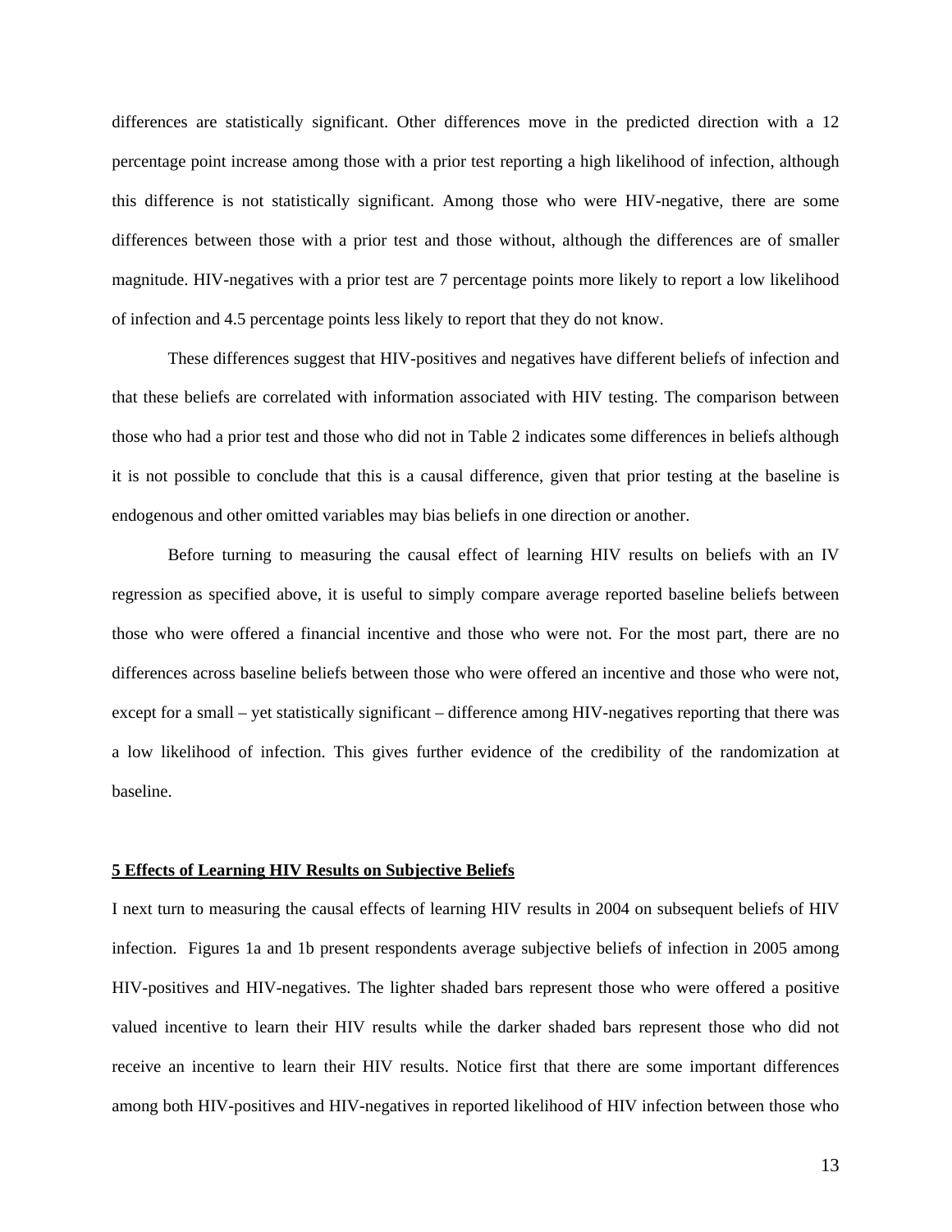differences are statistically significant. Other differences move in the predicted direction with a 12 percentage point increase among those with a prior test reporting a high likelihood of infection, although this difference is not statistically significant. Among those who were HIV-negative, there are some differences between those with a prior test and those without, although the differences are of smaller magnitude. HIV-negatives with a prior test are 7 percentage points more likely to report a low likelihood of infection and 4.5 percentage points less likely to report that they do not know.

These differences suggest that HIV-positives and negatives have different beliefs of infection and that these beliefs are correlated with information associated with HIV testing. The comparison between those who had a prior test and those who did not in Table 2 indicates some differences in beliefs although it is not possible to conclude that this is a causal difference, given that prior testing at the baseline is endogenous and other omitted variables may bias beliefs in one direction or another.

Before turning to measuring the causal effect of learning HIV results on beliefs with an IV regression as specified above, it is useful to simply compare average reported baseline beliefs between those who were offered a financial incentive and those who were not. For the most part, there are no differences across baseline beliefs between those who were offered an incentive and those who were not, except for a small – yet statistically significant – difference among HIV-negatives reporting that there was a low likelihood of infection. This gives further evidence of the credibility of the randomization at baseline.

## 5 Effects of Learning HIV Results on Subjective Beliefs

I next turn to measuring the causal effects of learning HIV results in 2004 on subsequent beliefs of HIV infection. Figures 1a and 1b present respondents average subjective beliefs of infection in 2005 among HIV-positives and HIV-negatives. The lighter shaded bars represent those who were offered a positive valued incentive to learn their HIV results while the darker shaded bars represent those who did not receive an incentive to learn their HIV results. Notice first that there are some important differences among both HIV-positives and HIV-negatives in reported likelihood of HIV infection between those who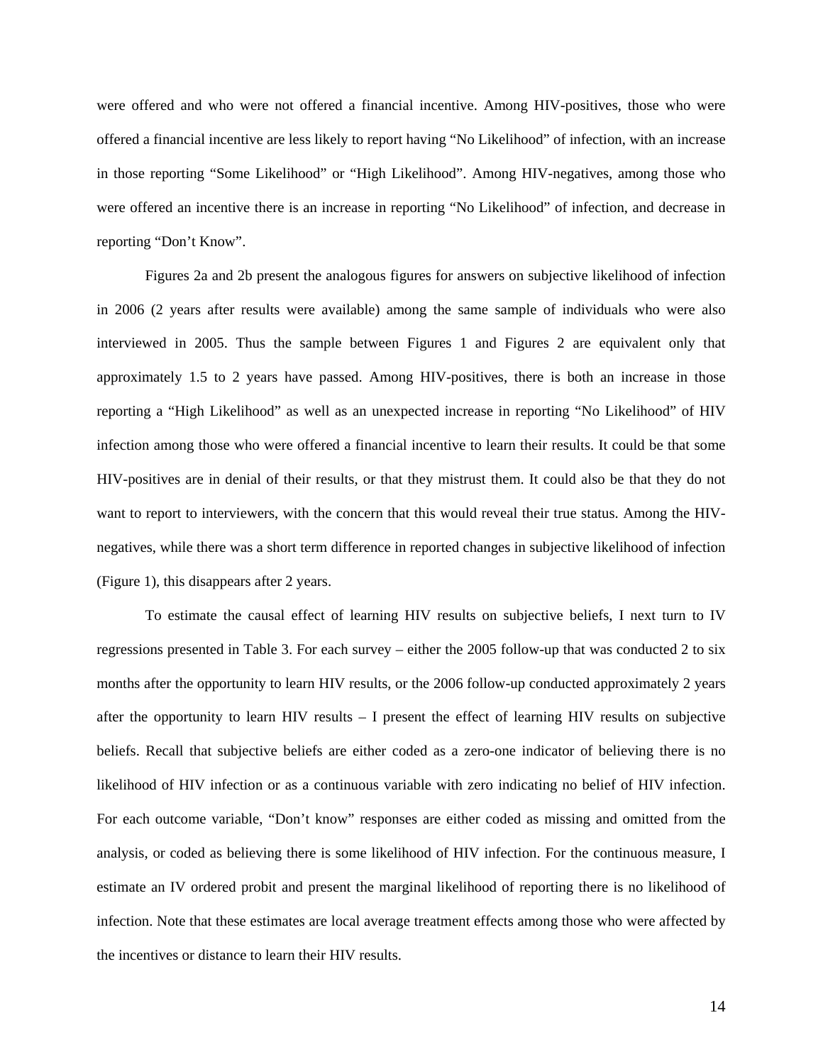were offered and who were not offered a financial incentive. Among HIV-positives, those who were offered a financial incentive are less likely to report having "No Likelihood" of infection, with an increase in those reporting "Some Likelihood" or "High Likelihood". Among HIV-negatives, among those who were offered an incentive there is an increase in reporting "No Likelihood" of infection, and decrease in reporting "Don't Know".

Figures 2a and 2b present the analogous figures for answers on subjective likelihood of infection in 2006 (2 years after results were available) among the same sample of individuals who were also interviewed in 2005. Thus the sample between Figures 1 and Figures 2 are equivalent only that approximately 1.5 to 2 years have passed. Among HIV-positives, there is both an increase in those reporting a "High Likelihood" as well as an unexpected increase in reporting "No Likelihood" of HIV infection among those who were offered a financial incentive to learn their results. It could be that some HIV-positives are in denial of their results, or that they mistrust them. It could also be that they do not want to report to interviewers, with the concern that this would reveal their true status. Among the HIV-negatives, while there was a short term difference in reported changes in subjective likelihood of infection (Figure 1), this disappears after 2 years.

To estimate the causal effect of learning HIV results on subjective beliefs, I next turn to IV regressions presented in Table 3. For each survey – either the 2005 follow-up that was conducted 2 to six months after the opportunity to learn HIV results, or the 2006 follow-up conducted approximately 2 years after the opportunity to learn HIV results – I present the effect of learning HIV results on subjective beliefs. Recall that subjective beliefs are either coded as a zero-one indicator of believing there is no likelihood of HIV infection or as a continuous variable with zero indicating no belief of HIV infection. For each outcome variable, "Don't know" responses are either coded as missing and omitted from the analysis, or coded as believing there is some likelihood of HIV infection. For the continuous measure, I estimate an IV ordered probit and present the marginal likelihood of reporting there is no likelihood of infection. Note that these estimates are local average treatment effects among those who were affected by the incentives or distance to learn their HIV results.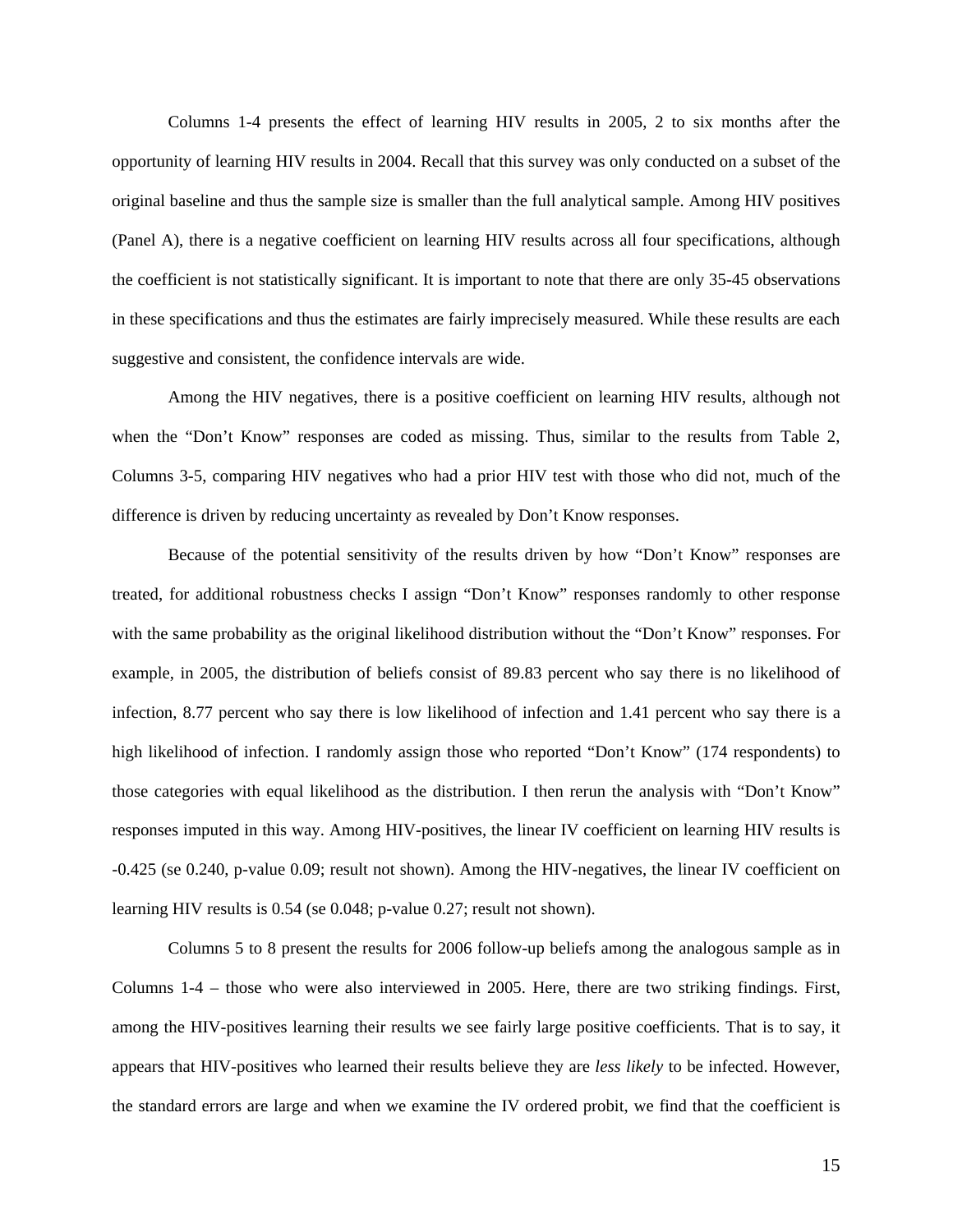Columns 1-4 presents the effect of learning HIV results in 2005, 2 to six months after the opportunity of learning HIV results in 2004. Recall that this survey was only conducted on a subset of the original baseline and thus the sample size is smaller than the full analytical sample. Among HIV positives (Panel A), there is a negative coefficient on learning HIV results across all four specifications, although the coefficient is not statistically significant. It is important to note that there are only 35-45 observations in these specifications and thus the estimates are fairly imprecisely measured. While these results are each suggestive and consistent, the confidence intervals are wide.

Among the HIV negatives, there is a positive coefficient on learning HIV results, although not when the "Don't Know" responses are coded as missing. Thus, similar to the results from Table 2, Columns 3-5, comparing HIV negatives who had a prior HIV test with those who did not, much of the difference is driven by reducing uncertainty as revealed by Don't Know responses.

Because of the potential sensitivity of the results driven by how "Don't Know" responses are treated, for additional robustness checks I assign "Don't Know" responses randomly to other response with the same probability as the original likelihood distribution without the "Don't Know" responses. For example, in 2005, the distribution of beliefs consist of 89.83 percent who say there is no likelihood of infection, 8.77 percent who say there is low likelihood of infection and 1.41 percent who say there is a high likelihood of infection. I randomly assign those who reported "Don't Know" (174 respondents) to those categories with equal likelihood as the distribution. I then rerun the analysis with "Don't Know" responses imputed in this way. Among HIV-positives, the linear IV coefficient on learning HIV results is -0.425 (se 0.240, p-value 0.09; result not shown). Among the HIV-negatives, the linear IV coefficient on learning HIV results is 0.54 (se 0.048; p-value 0.27; result not shown).

Columns 5 to 8 present the results for 2006 follow-up beliefs among the analogous sample as in Columns 1-4 – those who were also interviewed in 2005. Here, there are two striking findings. First, among the HIV-positives learning their results we see fairly large positive coefficients. That is to say, it appears that HIV-positives who learned their results believe they are *less likely* to be infected. However, the standard errors are large and when we examine the IV ordered probit, we find that the coefficient is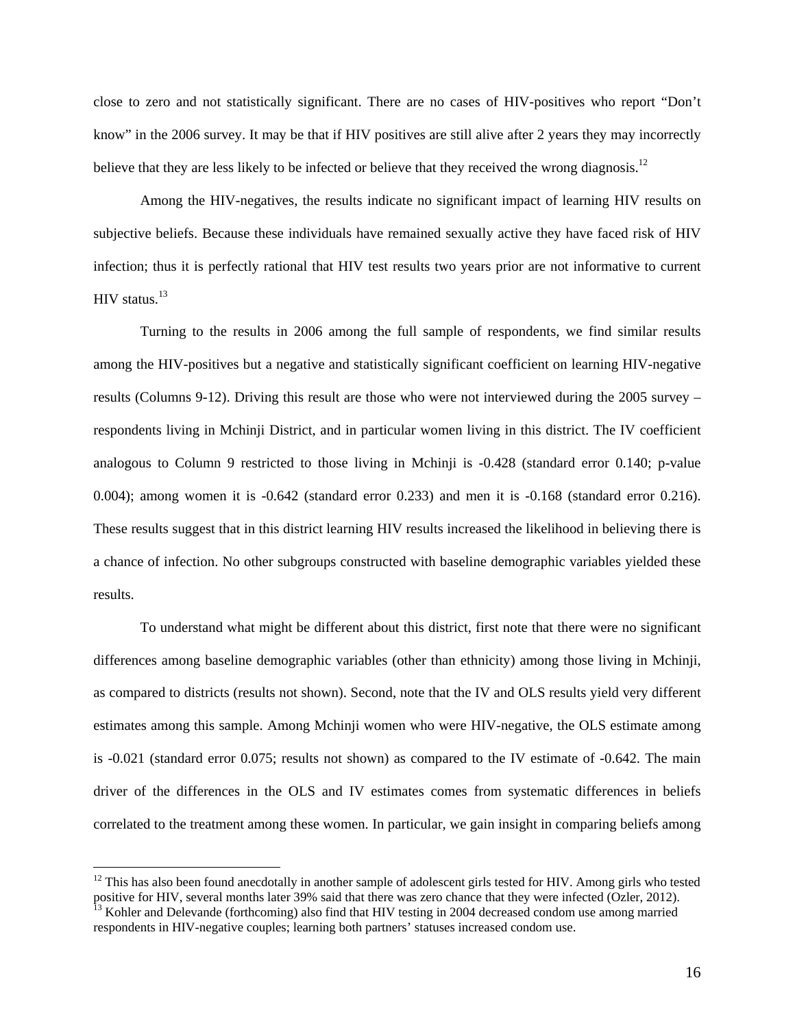close to zero and not statistically significant. There are no cases of HIV-positives who report "Don't know" in the 2006 survey. It may be that if HIV positives are still alive after 2 years they may incorrectly believe that they are less likely to be infected or believe that they received the wrong diagnosis.[12]

Among the HIV-negatives, the results indicate no significant impact of learning HIV results on subjective beliefs. Because these individuals have remained sexually active they have faced risk of HIV infection; thus it is perfectly rational that HIV test results two years prior are not informative to current HIV status.[13]

Turning to the results in 2006 among the full sample of respondents, we find similar results among the HIV-positives but a negative and statistically significant coefficient on learning HIV-negative results (Columns 9-12). Driving this result are those who were not interviewed during the 2005 survey – respondents living in Mchinji District, and in particular women living in this district. The IV coefficient analogous to Column 9 restricted to those living in Mchinji is -0.428 (standard error 0.140; p-value 0.004); among women it is -0.642 (standard error 0.233) and men it is -0.168 (standard error 0.216). These results suggest that in this district learning HIV results increased the likelihood in believing there is a chance of infection. No other subgroups constructed with baseline demographic variables yielded these results.

To understand what might be different about this district, first note that there were no significant differences among baseline demographic variables (other than ethnicity) among those living in Mchinji, as compared to districts (results not shown). Second, note that the IV and OLS results yield very different estimates among this sample. Among Mchinji women who were HIV-negative, the OLS estimate among is -0.021 (standard error 0.075; results not shown) as compared to the IV estimate of -0.642. The main driver of the differences in the OLS and IV estimates comes from systematic differences in beliefs correlated to the treatment among these women. In particular, we gain insight in comparing beliefs among

[12] This has also been found anecdotally in another sample of adolescent girls tested for HIV. Among girls who tested positive for HIV, several months later 39% said that there was zero chance that they were infected (Ozler, 2012).

[13] Kohler and Delevande (forthcoming) also find that HIV testing in 2004 decreased condom use among married respondents in HIV-negative couples; learning both partners' statuses increased condom use.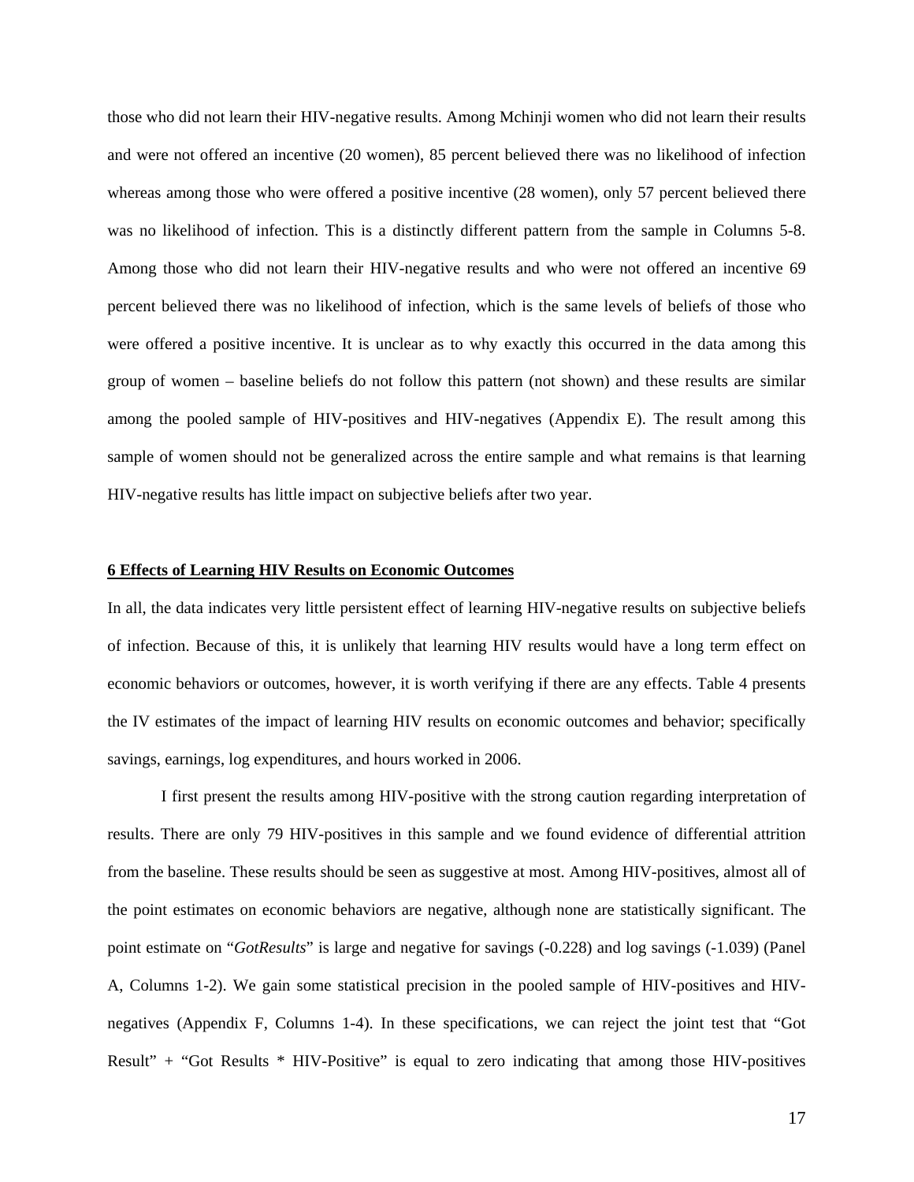those who did not learn their HIV-negative results. Among Mchinji women who did not learn their results and were not offered an incentive (20 women), 85 percent believed there was no likelihood of infection whereas among those who were offered a positive incentive (28 women), only 57 percent believed there was no likelihood of infection. This is a distinctly different pattern from the sample in Columns 5-8. Among those who did not learn their HIV-negative results and who were not offered an incentive 69 percent believed there was no likelihood of infection, which is the same levels of beliefs of those who were offered a positive incentive. It is unclear as to why exactly this occurred in the data among this group of women – baseline beliefs do not follow this pattern (not shown) and these results are similar among the pooled sample of HIV-positives and HIV-negatives (Appendix E). The result among this sample of women should not be generalized across the entire sample and what remains is that learning HIV-negative results has little impact on subjective beliefs after two year.

## 6 Effects of Learning HIV Results on Economic Outcomes

In all, the data indicates very little persistent effect of learning HIV-negative results on subjective beliefs of infection. Because of this, it is unlikely that learning HIV results would have a long term effect on economic behaviors or outcomes, however, it is worth verifying if there are any effects. Table 4 presents the IV estimates of the impact of learning HIV results on economic outcomes and behavior; specifically savings, earnings, log expenditures, and hours worked in 2006.

I first present the results among HIV-positive with the strong caution regarding interpretation of results. There are only 79 HIV-positives in this sample and we found evidence of differential attrition from the baseline. These results should be seen as suggestive at most. Among HIV-positives, almost all of the point estimates on economic behaviors are negative, although none are statistically significant. The point estimate on "*GotResults*" is large and negative for savings (-0.228) and log savings (-1.039) (Panel A, Columns 1-2). We gain some statistical precision in the pooled sample of HIV-positives and HIV-negatives (Appendix F, Columns 1-4). In these specifications, we can reject the joint test that "Got Result" + "Got Results * HIV-Positive" is equal to zero indicating that among those HIV-positives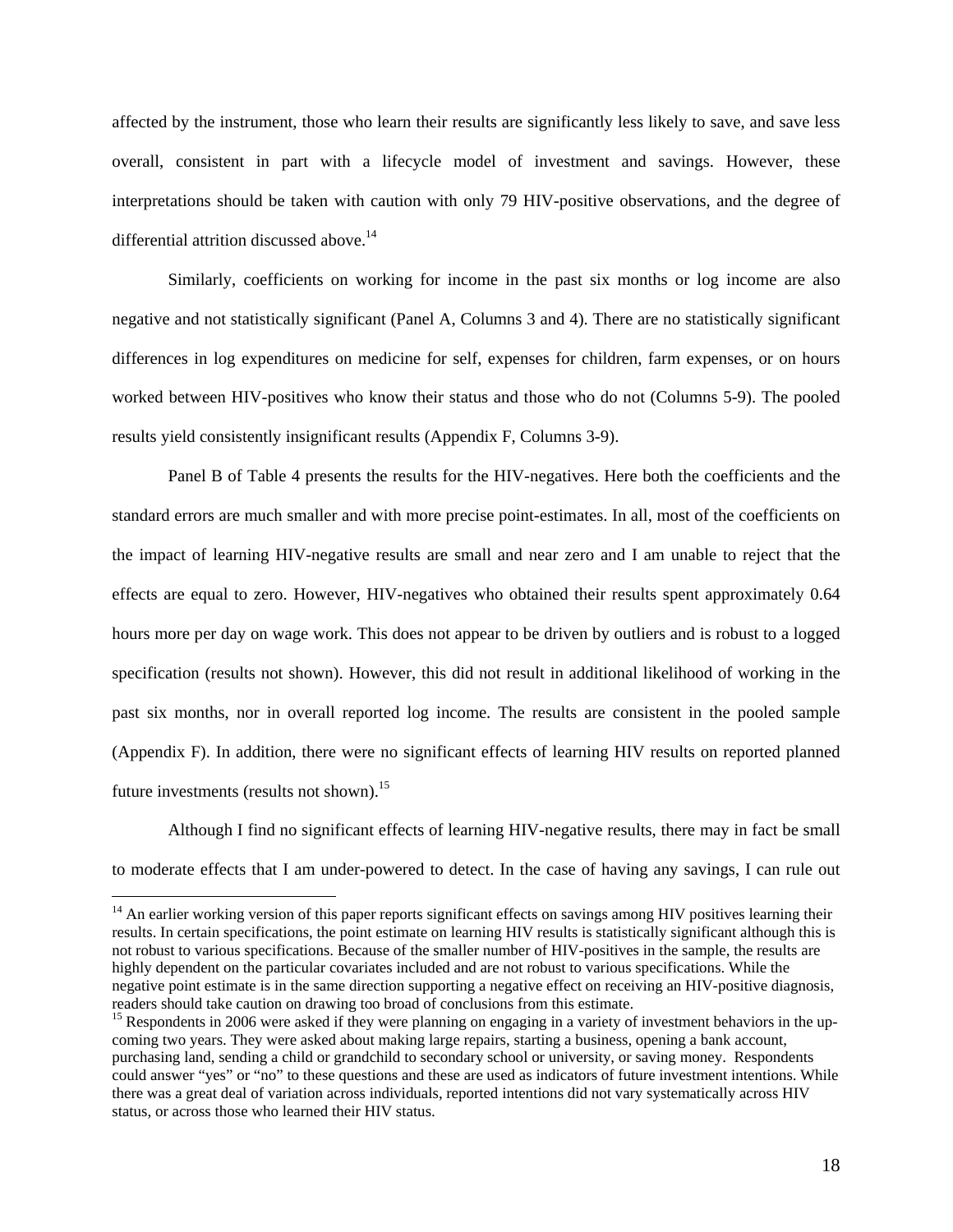affected by the instrument, those who learn their results are significantly less likely to save, and save less overall, consistent in part with a lifecycle model of investment and savings. However, these interpretations should be taken with caution with only 79 HIV-positive observations, and the degree of differential attrition discussed above.[14]

Similarly, coefficients on working for income in the past six months or log income are also negative and not statistically significant (Panel A, Columns 3 and 4). There are no statistically significant differences in log expenditures on medicine for self, expenses for children, farm expenses, or on hours worked between HIV-positives who know their status and those who do not (Columns 5-9). The pooled results yield consistently insignificant results (Appendix F, Columns 3-9).

Panel B of Table 4 presents the results for the HIV-negatives. Here both the coefficients and the standard errors are much smaller and with more precise point-estimates. In all, most of the coefficients on the impact of learning HIV-negative results are small and near zero and I am unable to reject that the effects are equal to zero. However, HIV-negatives who obtained their results spent approximately 0.64 hours more per day on wage work. This does not appear to be driven by outliers and is robust to a logged specification (results not shown). However, this did not result in additional likelihood of working in the past six months, nor in overall reported log income. The results are consistent in the pooled sample (Appendix F). In addition, there were no significant effects of learning HIV results on reported planned future investments (results not shown).[15]

Although I find no significant effects of learning HIV-negative results, there may in fact be small to moderate effects that I am under-powered to detect. In the case of having any savings, I can rule out

---

[14] An earlier working version of this paper reports significant effects on savings among HIV positives learning their results. In certain specifications, the point estimate on learning HIV results is statistically significant although this is not robust to various specifications. Because of the smaller number of HIV-positives in the sample, the results are highly dependent on the particular covariates included and are not robust to various specifications. While the negative point estimate is in the same direction supporting a negative effect on receiving an HIV-positive diagnosis, readers should take caution on drawing too broad of conclusions from this estimate.

[15] Respondents in 2006 were asked if they were planning on engaging in a variety of investment behaviors in the up-coming two years. They were asked about making large repairs, starting a business, opening a bank account, purchasing land, sending a child or grandchild to secondary school or university, or saving money. Respondents could answer "yes" or "no" to these questions and these are used as indicators of future investment intentions. While there was a great deal of variation across individuals, reported intentions did not vary systematically across HIV status, or across those who learned their HIV status.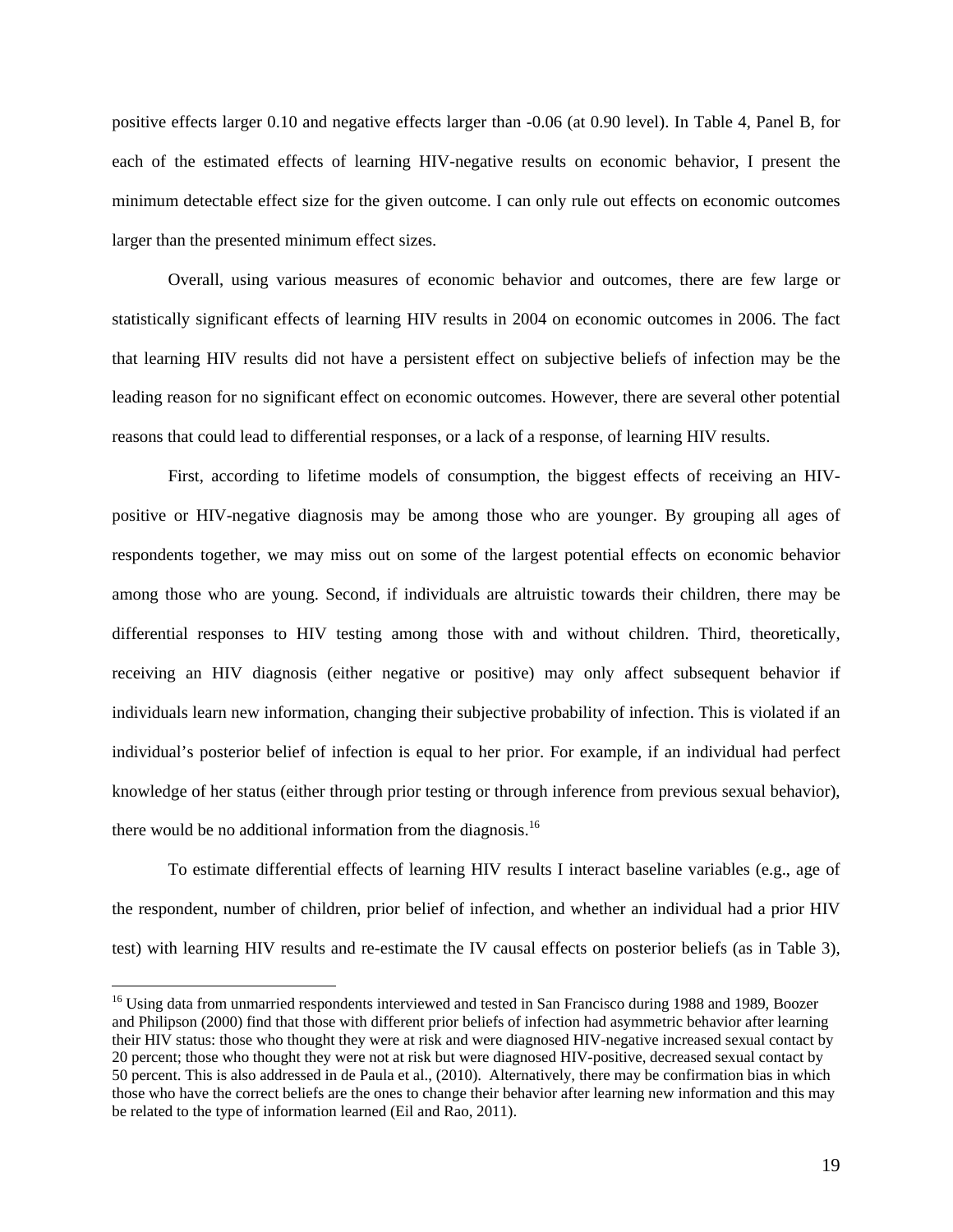positive effects larger 0.10 and negative effects larger than -0.06 (at 0.90 level). In Table 4, Panel B, for each of the estimated effects of learning HIV-negative results on economic behavior, I present the minimum detectable effect size for the given outcome. I can only rule out effects on economic outcomes larger than the presented minimum effect sizes.

Overall, using various measures of economic behavior and outcomes, there are few large or statistically significant effects of learning HIV results in 2004 on economic outcomes in 2006. The fact that learning HIV results did not have a persistent effect on subjective beliefs of infection may be the leading reason for no significant effect on economic outcomes. However, there are several other potential reasons that could lead to differential responses, or a lack of a response, of learning HIV results.

First, according to lifetime models of consumption, the biggest effects of receiving an HIV-positive or HIV-negative diagnosis may be among those who are younger. By grouping all ages of respondents together, we may miss out on some of the largest potential effects on economic behavior among those who are young. Second, if individuals are altruistic towards their children, there may be differential responses to HIV testing among those with and without children. Third, theoretically, receiving an HIV diagnosis (either negative or positive) may only affect subsequent behavior if individuals learn new information, changing their subjective probability of infection. This is violated if an individual's posterior belief of infection is equal to her prior. For example, if an individual had perfect knowledge of her status (either through prior testing or through inference from previous sexual behavior), there would be no additional information from the diagnosis.[16]

To estimate differential effects of learning HIV results I interact baseline variables (e.g., age of the respondent, number of children, prior belief of infection, and whether an individual had a prior HIV test) with learning HIV results and re-estimate the IV causal effects on posterior beliefs (as in Table 3),

[16] Using data from unmarried respondents interviewed and tested in San Francisco during 1988 and 1989, Boozer and Philipson (2000) find that those with different prior beliefs of infection had asymmetric behavior after learning their HIV status: those who thought they were at risk and were diagnosed HIV-negative increased sexual contact by 20 percent; those who thought they were not at risk but were diagnosed HIV-positive, decreased sexual contact by 50 percent. This is also addressed in de Paula et al., (2010). Alternatively, there may be confirmation bias in which those who have the correct beliefs are the ones to change their behavior after learning new information and this may be related to the type of information learned (Eil and Rao, 2011).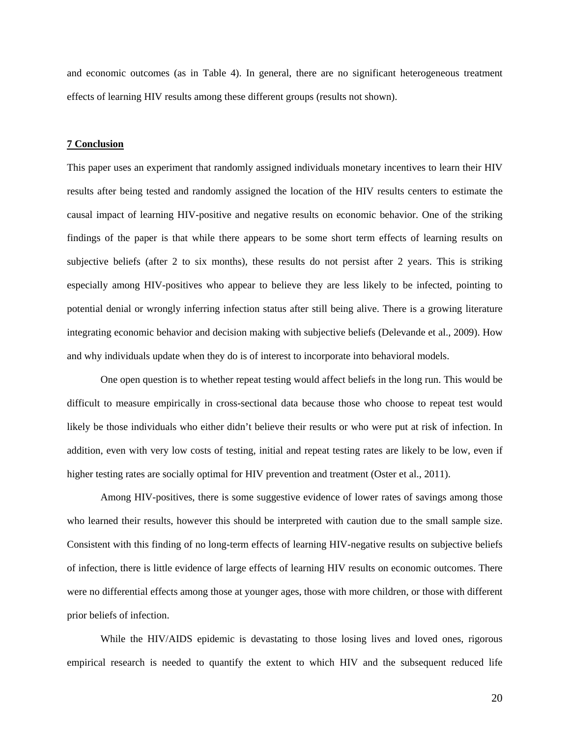and economic outcomes (as in Table 4). In general, there are no significant heterogeneous treatment effects of learning HIV results among these different groups (results not shown).

## 7 Conclusion

This paper uses an experiment that randomly assigned individuals monetary incentives to learn their HIV results after being tested and randomly assigned the location of the HIV results centers to estimate the causal impact of learning HIV-positive and negative results on economic behavior. One of the striking findings of the paper is that while there appears to be some short term effects of learning results on subjective beliefs (after 2 to six months), these results do not persist after 2 years. This is striking especially among HIV-positives who appear to believe they are less likely to be infected, pointing to potential denial or wrongly inferring infection status after still being alive. There is a growing literature integrating economic behavior and decision making with subjective beliefs (Delevande et al., 2009). How and why individuals update when they do is of interest to incorporate into behavioral models.

One open question is to whether repeat testing would affect beliefs in the long run. This would be difficult to measure empirically in cross-sectional data because those who choose to repeat test would likely be those individuals who either didn't believe their results or who were put at risk of infection. In addition, even with very low costs of testing, initial and repeat testing rates are likely to be low, even if higher testing rates are socially optimal for HIV prevention and treatment (Oster et al., 2011).

Among HIV-positives, there is some suggestive evidence of lower rates of savings among those who learned their results, however this should be interpreted with caution due to the small sample size. Consistent with this finding of no long-term effects of learning HIV-negative results on subjective beliefs of infection, there is little evidence of large effects of learning HIV results on economic outcomes. There were no differential effects among those at younger ages, those with more children, or those with different prior beliefs of infection.

While the HIV/AIDS epidemic is devastating to those losing lives and loved ones, rigorous empirical research is needed to quantify the extent to which HIV and the subsequent reduced life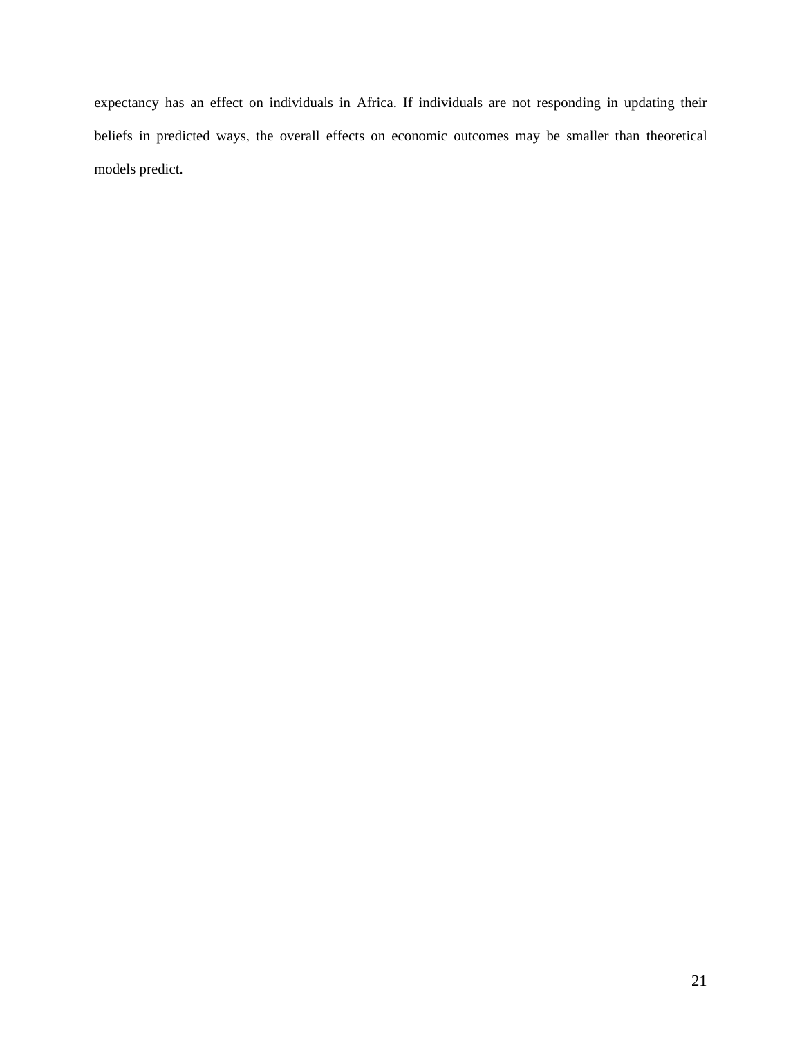expectancy has an effect on individuals in Africa. If individuals are not responding in updating their beliefs in predicted ways, the overall effects on economic outcomes may be smaller than theoretical models predict.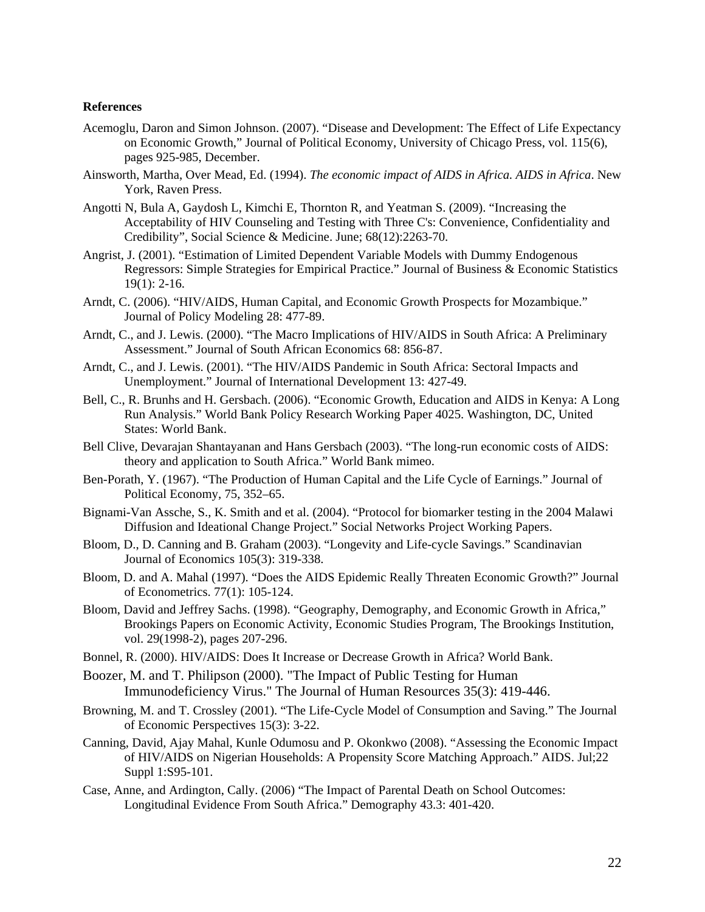**References**

Acemoglu, Daron and Simon Johnson. (2007). "Disease and Development: The Effect of Life Expectancy on Economic Growth," Journal of Political Economy, University of Chicago Press, vol. 115(6), pages 925-985, December.

Ainsworth, Martha, Over Mead, Ed. (1994). *The economic impact of AIDS in Africa. AIDS in Africa*. New York, Raven Press.

Angotti N, Bula A, Gaydosh L, Kimchi E, Thornton R, and Yeatman S. (2009). "Increasing the Acceptability of HIV Counseling and Testing with Three C's: Convenience, Confidentiality and Credibility", Social Science & Medicine. June; 68(12):2263-70.

Angrist, J. (2001). "Estimation of Limited Dependent Variable Models with Dummy Endogenous Regressors: Simple Strategies for Empirical Practice." Journal of Business & Economic Statistics 19(1): 2-16.

Arndt, C. (2006). "HIV/AIDS, Human Capital, and Economic Growth Prospects for Mozambique." Journal of Policy Modeling 28: 477-89.

Arndt, C., and J. Lewis. (2000). "The Macro Implications of HIV/AIDS in South Africa: A Preliminary Assessment." Journal of South African Economics 68: 856-87.

Arndt, C., and J. Lewis. (2001). "The HIV/AIDS Pandemic in South Africa: Sectoral Impacts and Unemployment." Journal of International Development 13: 427-49.

Bell, C., R. Brunhs and H. Gersbach. (2006). "Economic Growth, Education and AIDS in Kenya: A Long Run Analysis." World Bank Policy Research Working Paper 4025. Washington, DC, United States: World Bank.

Bell Clive, Devarajan Shantayanan and Hans Gersbach (2003). "The long-run economic costs of AIDS: theory and application to South Africa." World Bank mimeo.

Ben-Porath, Y. (1967). "The Production of Human Capital and the Life Cycle of Earnings." Journal of Political Economy, 75, 352–65.

Bignami-Van Assche, S., K. Smith and et al. (2004). "Protocol for biomarker testing in the 2004 Malawi Diffusion and Ideational Change Project." Social Networks Project Working Papers.

Bloom, D., D. Canning and B. Graham (2003). "Longevity and Life-cycle Savings." Scandinavian Journal of Economics 105(3): 319-338.

Bloom, D. and A. Mahal (1997). "Does the AIDS Epidemic Really Threaten Economic Growth?" Journal of Econometrics. 77(1): 105-124.

Bloom, David and Jeffrey Sachs. (1998). "Geography, Demography, and Economic Growth in Africa," Brookings Papers on Economic Activity, Economic Studies Program, The Brookings Institution, vol. 29(1998-2), pages 207-296.

Bonnel, R. (2000). HIV/AIDS: Does It Increase or Decrease Growth in Africa? World Bank.

Boozer, M. and T. Philipson (2000). "The Impact of Public Testing for Human Immunodeficiency Virus." The Journal of Human Resources 35(3): 419-446.

Browning, M. and T. Crossley (2001). "The Life-Cycle Model of Consumption and Saving." The Journal of Economic Perspectives 15(3): 3-22.

Canning, David, Ajay Mahal, Kunle Odumosu and P. Okonkwo (2008). "Assessing the Economic Impact of HIV/AIDS on Nigerian Households: A Propensity Score Matching Approach." AIDS. Jul;22 Suppl 1:S95-101.

Case, Anne, and Ardington, Cally. (2006) "The Impact of Parental Death on School Outcomes: Longitudinal Evidence From South Africa." Demography 43.3: 401-420.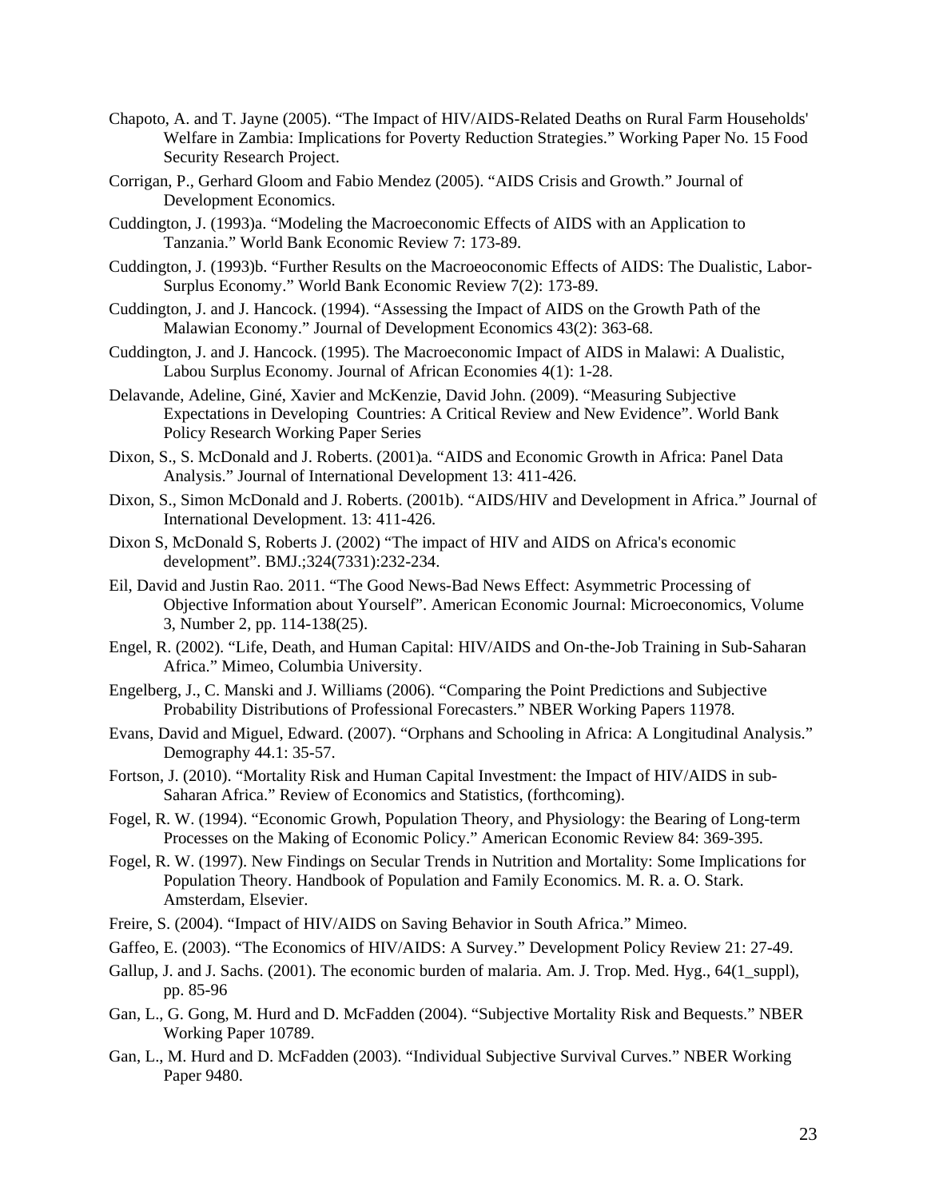Chapoto, A. and T. Jayne (2005). “The Impact of HIV/AIDS-Related Deaths on Rural Farm Households' Welfare in Zambia: Implications for Poverty Reduction Strategies.” Working Paper No. 15 Food Security Research Project.

Corrigan, P., Gerhard Gloom and Fabio Mendez (2005). “AIDS Crisis and Growth.” Journal of Development Economics.

Cuddington, J. (1993)a. “Modeling the Macroeconomic Effects of AIDS with an Application to Tanzania.” World Bank Economic Review 7: 173-89.

Cuddington, J. (1993)b. “Further Results on the Macroeoconomic Effects of AIDS: The Dualistic, Labor-Surplus Economy.” World Bank Economic Review 7(2): 173-89.

Cuddington, J. and J. Hancock. (1994). “Assessing the Impact of AIDS on the Growth Path of the Malawian Economy.” Journal of Development Economics 43(2): 363-68.

Cuddington, J. and J. Hancock. (1995). The Macroeconomic Impact of AIDS in Malawi: A Dualistic, Labou Surplus Economy. Journal of African Economies 4(1): 1-28.

Delavande, Adeline, Giné, Xavier and McKenzie, David John. (2009). “Measuring Subjective Expectations in Developing Countries: A Critical Review and New Evidence”. World Bank Policy Research Working Paper Series

Dixon, S., S. McDonald and J. Roberts. (2001)a. “AIDS and Economic Growth in Africa: Panel Data Analysis.” Journal of International Development 13: 411-426.

Dixon, S., Simon McDonald and J. Roberts. (2001b). “AIDS/HIV and Development in Africa.” Journal of International Development. 13: 411-426.

Dixon S, McDonald S, Roberts J. (2002) “The impact of HIV and AIDS on Africa's economic development”. BMJ.;324(7331):232-234.

Eil, David and Justin Rao. 2011. “The Good News-Bad News Effect: Asymmetric Processing of Objective Information about Yourself”. American Economic Journal: Microeconomics, Volume 3, Number 2, pp. 114-138(25).

Engel, R. (2002). “Life, Death, and Human Capital: HIV/AIDS and On-the-Job Training in Sub-Saharan Africa.” Mimeo, Columbia University.

Engelberg, J., C. Manski and J. Williams (2006). “Comparing the Point Predictions and Subjective Probability Distributions of Professional Forecasters.” NBER Working Papers 11978.

Evans, David and Miguel, Edward. (2007). “Orphans and Schooling in Africa: A Longitudinal Analysis.” Demography 44.1: 35-57.

Fortson, J. (2010). “Mortality Risk and Human Capital Investment: the Impact of HIV/AIDS in sub-Saharan Africa.” Review of Economics and Statistics, (forthcoming).

Fogel, R. W. (1994). “Economic Growh, Population Theory, and Physiology: the Bearing of Long-term Processes on the Making of Economic Policy.” American Economic Review 84: 369-395.

Fogel, R. W. (1997). New Findings on Secular Trends in Nutrition and Mortality: Some Implications for Population Theory. Handbook of Population and Family Economics. M. R. a. O. Stark. Amsterdam, Elsevier.

Freire, S. (2004). “Impact of HIV/AIDS on Saving Behavior in South Africa.” Mimeo.

Gaffeo, E. (2003). “The Economics of HIV/AIDS: A Survey.” Development Policy Review 21: 27-49.

Gallup, J. and J. Sachs. (2001). The economic burden of malaria. Am. J. Trop. Med. Hyg., 64(1_suppl), pp. 85-96

Gan, L., G. Gong, M. Hurd and D. McFadden (2004). “Subjective Mortality Risk and Bequests.” NBER Working Paper 10789.

Gan, L., M. Hurd and D. McFadden (2003). “Individual Subjective Survival Curves.” NBER Working Paper 9480.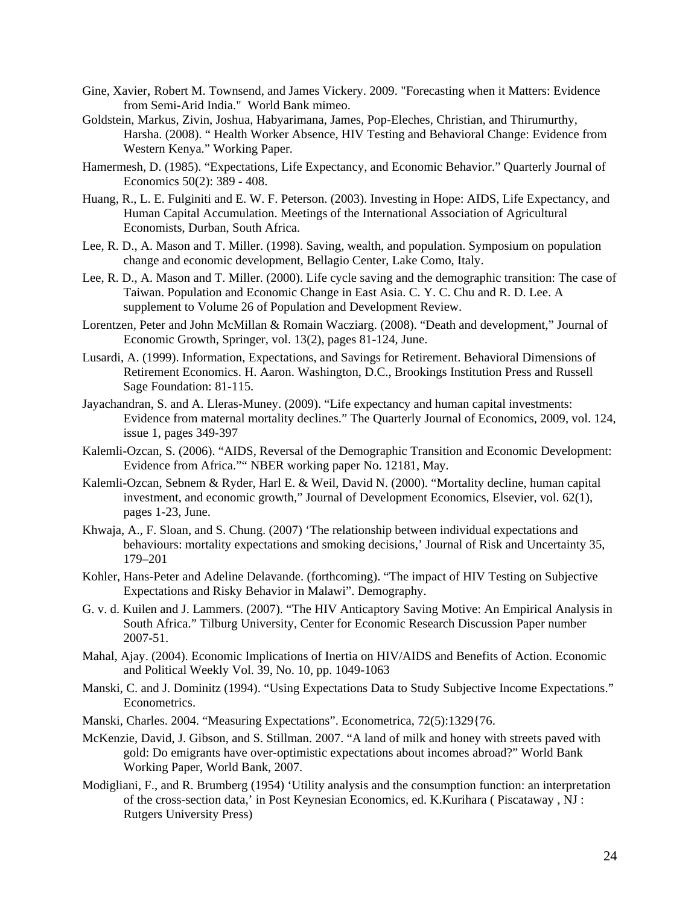Gine, Xavier, Robert M. Townsend, and James Vickery. 2009. "Forecasting when it Matters: Evidence from Semi-Arid India." World Bank mimeo.

Goldstein, Markus, Zivin, Joshua, Habyarimana, James, Pop-Eleches, Christian, and Thirumurthy, Harsha. (2008). " Health Worker Absence, HIV Testing and Behavioral Change: Evidence from Western Kenya." Working Paper.

Hamermesh, D. (1985). "Expectations, Life Expectancy, and Economic Behavior." Quarterly Journal of Economics 50(2): 389 - 408.

Huang, R., L. E. Fulginiti and E. W. F. Peterson. (2003). Investing in Hope: AIDS, Life Expectancy, and Human Capital Accumulation. Meetings of the International Association of Agricultural Economists, Durban, South Africa.

Lee, R. D., A. Mason and T. Miller. (1998). Saving, wealth, and population. Symposium on population change and economic development, Bellagio Center, Lake Como, Italy.

Lee, R. D., A. Mason and T. Miller. (2000). Life cycle saving and the demographic transition: The case of Taiwan. Population and Economic Change in East Asia. C. Y. C. Chu and R. D. Lee. A supplement to Volume 26 of Population and Development Review.

Lorentzen, Peter and John McMillan & Romain Wacziarg. (2008). "Death and development," Journal of Economic Growth, Springer, vol. 13(2), pages 81-124, June.

Lusardi, A. (1999). Information, Expectations, and Savings for Retirement. Behavioral Dimensions of Retirement Economics. H. Aaron. Washington, D.C., Brookings Institution Press and Russell Sage Foundation: 81-115.

Jayachandran, S. and A. Lleras-Muney. (2009). "Life expectancy and human capital investments: Evidence from maternal mortality declines." The Quarterly Journal of Economics, 2009, vol. 124, issue 1, pages 349-397

Kalemli-Ozcan, S. (2006). "AIDS, Reversal of the Demographic Transition and Economic Development: Evidence from Africa."" NBER working paper No. 12181, May.

Kalemli-Ozcan, Sebnem & Ryder, Harl E. & Weil, David N. (2000). "Mortality decline, human capital investment, and economic growth," Journal of Development Economics, Elsevier, vol. 62(1), pages 1-23, June.

Khwaja, A., F. Sloan, and S. Chung. (2007) 'The relationship between individual expectations and behaviours: mortality expectations and smoking decisions,' Journal of Risk and Uncertainty 35, 179–201

Kohler, Hans-Peter and Adeline Delavande. (forthcoming). "The impact of HIV Testing on Subjective Expectations and Risky Behavior in Malawi". Demography.

G. v. d. Kuilen and J. Lammers. (2007). "The HIV Anticaptory Saving Motive: An Empirical Analysis in South Africa." Tilburg University, Center for Economic Research Discussion Paper number 2007-51.

Mahal, Ajay. (2004). Economic Implications of Inertia on HIV/AIDS and Benefits of Action. Economic and Political Weekly Vol. 39, No. 10, pp. 1049-1063

Manski, C. and J. Dominitz (1994). "Using Expectations Data to Study Subjective Income Expectations." Econometrics.

Manski, Charles. 2004. "Measuring Expectations". Econometrica, 72(5):1329{76.

McKenzie, David, J. Gibson, and S. Stillman. 2007. "A land of milk and honey with streets paved with gold: Do emigrants have over-optimistic expectations about incomes abroad?" World Bank Working Paper, World Bank, 2007.

Modigliani, F., and R. Brumberg (1954) 'Utility analysis and the consumption function: an interpretation of the cross-section data,' in Post Keynesian Economics, ed. K.Kurihara ( Piscataway , NJ : Rutgers University Press)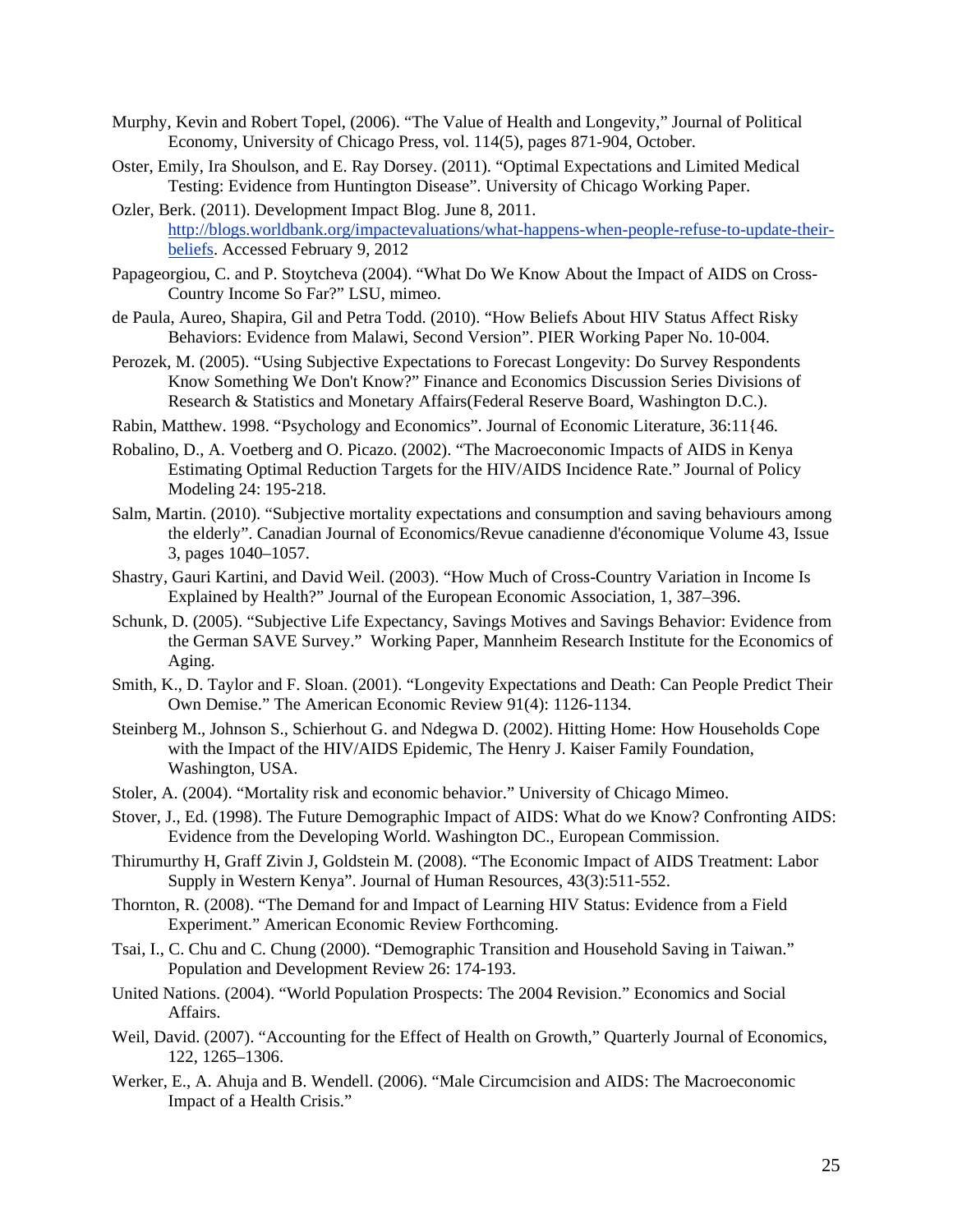Murphy, Kevin and Robert Topel, (2006). "The Value of Health and Longevity," Journal of Political Economy, University of Chicago Press, vol. 114(5), pages 871-904, October.

Oster, Emily, Ira Shoulson, and E. Ray Dorsey. (2011). "Optimal Expectations and Limited Medical Testing: Evidence from Huntington Disease". University of Chicago Working Paper.

Ozler, Berk. (2011). Development Impact Blog. June 8, 2011. http://blogs.worldbank.org/impactevaluations/what-happens-when-people-refuse-to-update-their-beliefs. Accessed February 9, 2012

Papageorgiou, C. and P. Stoytcheva (2004). "What Do We Know About the Impact of AIDS on Cross-Country Income So Far?" LSU, mimeo.

de Paula, Aureo, Shapira, Gil and Petra Todd. (2010). "How Beliefs About HIV Status Affect Risky Behaviors: Evidence from Malawi, Second Version". PIER Working Paper No. 10-004.

Perozek, M. (2005). "Using Subjective Expectations to Forecast Longevity: Do Survey Respondents Know Something We Don't Know?" Finance and Economics Discussion Series Divisions of Research & Statistics and Monetary Affairs(Federal Reserve Board, Washington D.C.).

Rabin, Matthew. 1998. "Psychology and Economics". Journal of Economic Literature, 36:11{46.

Robalino, D., A. Voetberg and O. Picazo. (2002). "The Macroeconomic Impacts of AIDS in Kenya Estimating Optimal Reduction Targets for the HIV/AIDS Incidence Rate." Journal of Policy Modeling 24: 195-218.

Salm, Martin. (2010). "Subjective mortality expectations and consumption and saving behaviours among the elderly". Canadian Journal of Economics/Revue canadienne d'économique Volume 43, Issue 3, pages 1040–1057.

Shastry, Gauri Kartini, and David Weil. (2003). "How Much of Cross-Country Variation in Income Is Explained by Health?" Journal of the European Economic Association, 1, 387–396.

Schunk, D. (2005). "Subjective Life Expectancy, Savings Motives and Savings Behavior: Evidence from the German SAVE Survey." Working Paper, Mannheim Research Institute for the Economics of Aging.

Smith, K., D. Taylor and F. Sloan. (2001). "Longevity Expectations and Death: Can People Predict Their Own Demise." The American Economic Review 91(4): 1126-1134.

Steinberg M., Johnson S., Schierhout G. and Ndegwa D. (2002). Hitting Home: How Households Cope with the Impact of the HIV/AIDS Epidemic, The Henry J. Kaiser Family Foundation, Washington, USA.

Stoler, A. (2004). "Mortality risk and economic behavior." University of Chicago Mimeo.

Stover, J., Ed. (1998). The Future Demographic Impact of AIDS: What do we Know? Confronting AIDS: Evidence from the Developing World. Washington DC., European Commission.

Thirumurthy H, Graff Zivin J, Goldstein M. (2008). "The Economic Impact of AIDS Treatment: Labor Supply in Western Kenya". Journal of Human Resources, 43(3):511-552.

Thornton, R. (2008). "The Demand for and Impact of Learning HIV Status: Evidence from a Field Experiment." American Economic Review Forthcoming.

Tsai, I., C. Chu and C. Chung (2000). "Demographic Transition and Household Saving in Taiwan." Population and Development Review 26: 174-193.

United Nations. (2004). "World Population Prospects: The 2004 Revision." Economics and Social Affairs.

Weil, David. (2007). "Accounting for the Effect of Health on Growth," Quarterly Journal of Economics, 122, 1265–1306.

Werker, E., A. Ahuja and B. Wendell. (2006). "Male Circumcision and AIDS: The Macroeconomic Impact of a Health Crisis."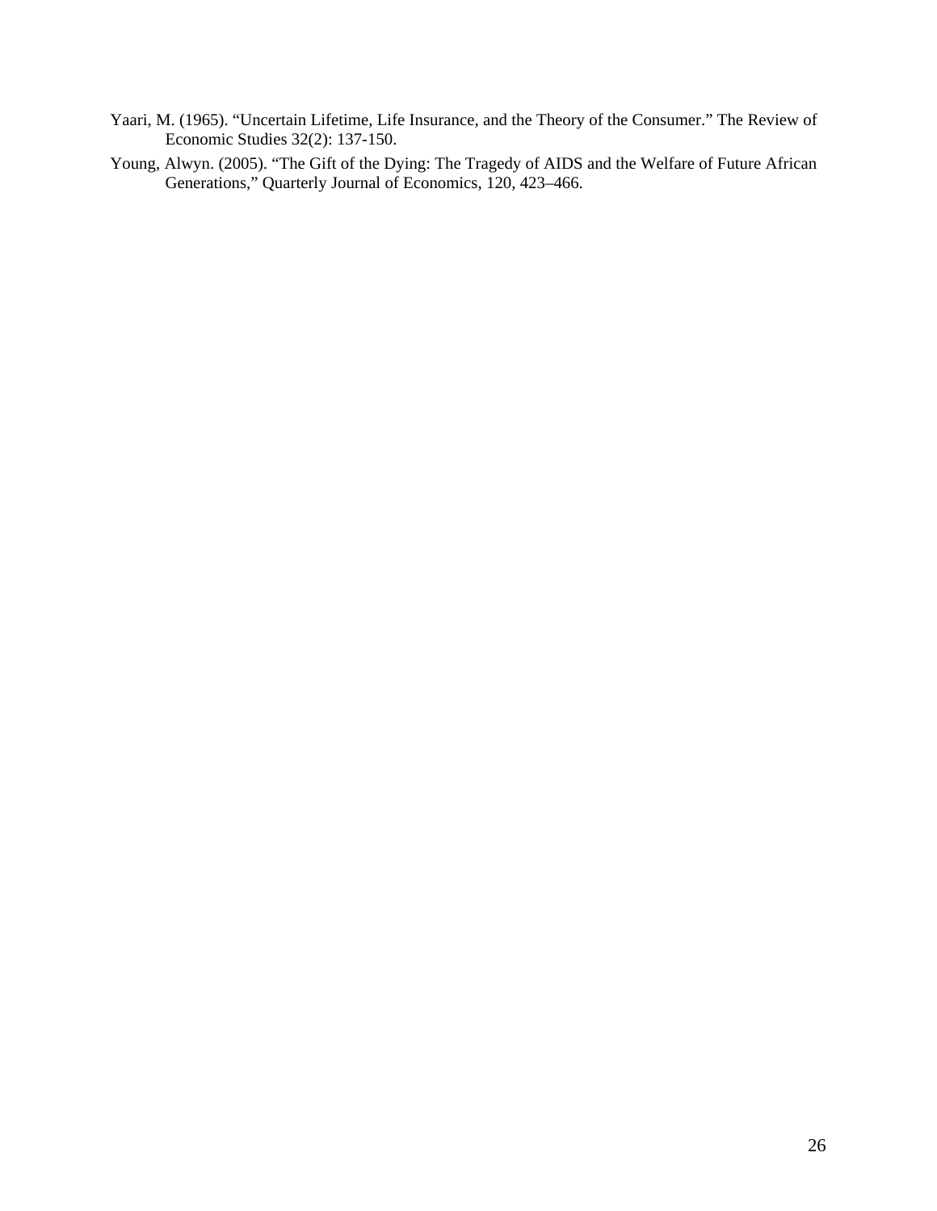Yaari, M. (1965). "Uncertain Lifetime, Life Insurance, and the Theory of the Consumer." The Review of Economic Studies 32(2): 137-150.

Young, Alwyn. (2005). "The Gift of the Dying: The Tragedy of AIDS and the Welfare of Future African Generations," Quarterly Journal of Economics, 120, 423–466.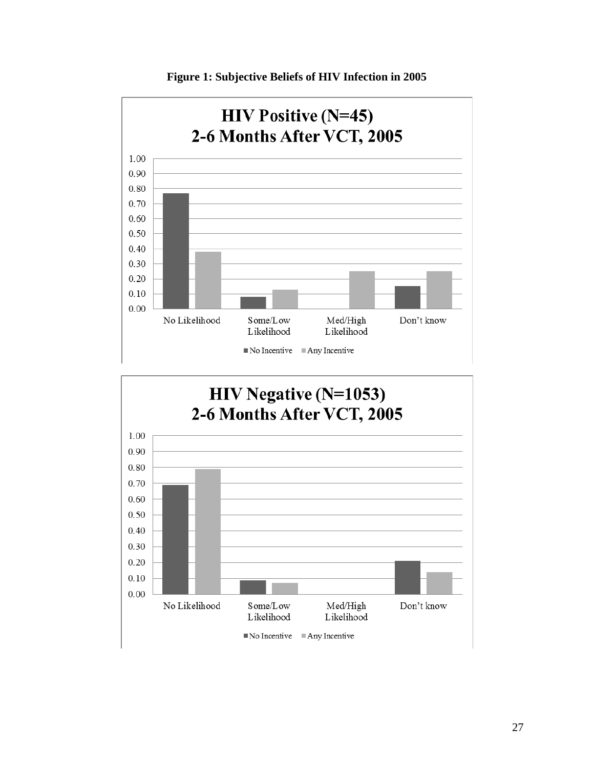**Figure 1: Subjective Beliefs of HIV Infection in 2005**

**HIV Positive (N=45)**
**2-6 Months After VCT, 2005**

**HIV Negative (N=1053)**
**2-6 Months After VCT, 2005**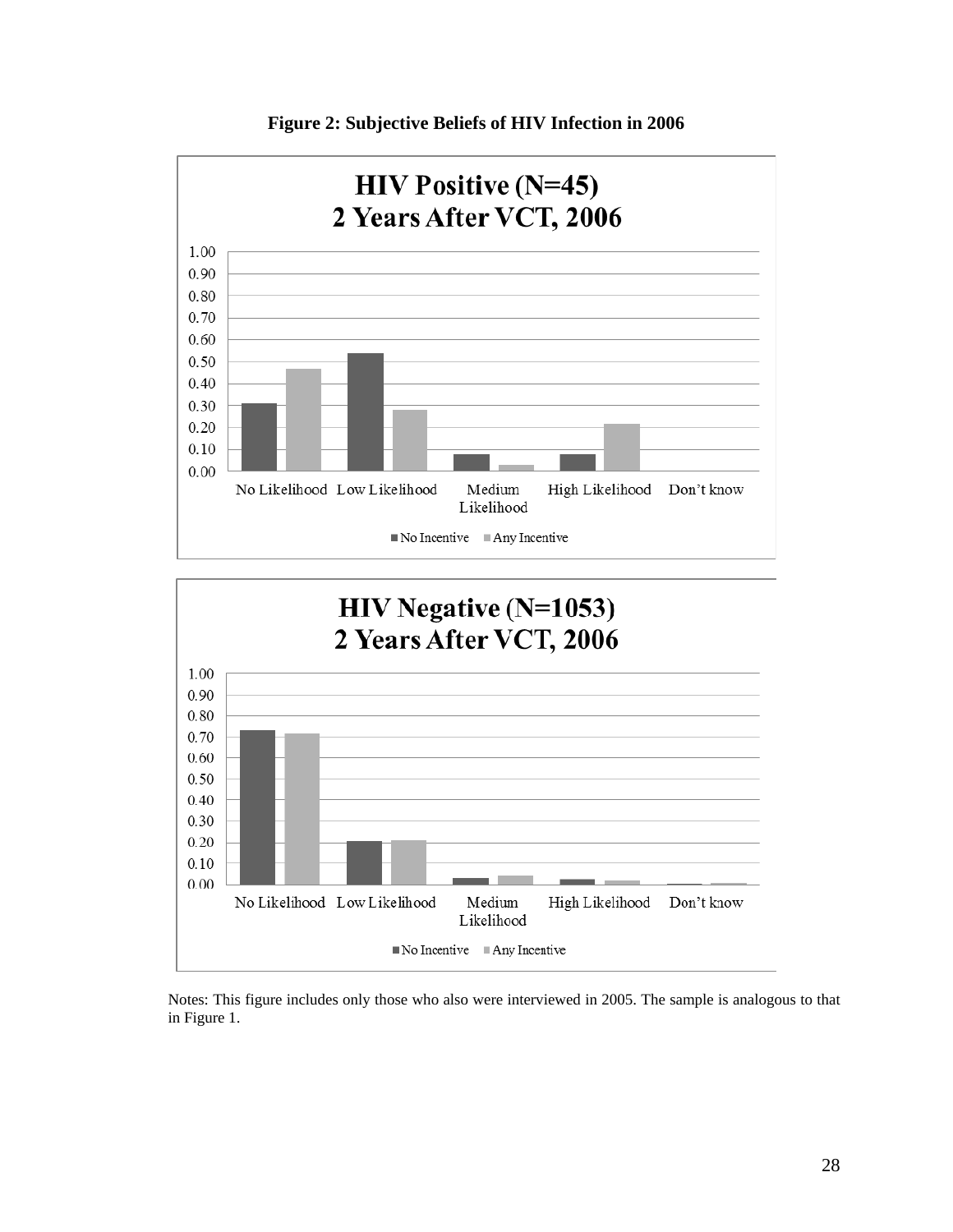**Figure 2: Subjective Beliefs of HIV Infection in 2006**

**HIV Positive (N=45)**
**2 Years After VCT, 2006**

| | No Incentive | Any Incentive |
|---|---|---|
| No Likelihood | 0.31 | 0.47 |
| Low Likelihood | 0.54 | 0.28 |
| Medium Likelihood | 0.08 | 0.03 |
| High Likelihood | 0.08 | 0.22 |
| Don't know | 0.00 | 0.00 |

**HIV Negative (N=1053)**
**2 Years After VCT, 2006**

| | No Incentive | Any Incentive |
|---|---|---|
| No Likelihood | 0.73 | 0.72 |
| Low Likelihood | 0.21 | 0.21 |
| Medium Likelihood | 0.03 | 0.04 |
| High Likelihood | 0.03 | 0.02 |
| Don't know | 0.00 | 0.01 |

Notes: This figure includes only those who also were interviewed in 2005. The sample is analogous to that in Figure 1.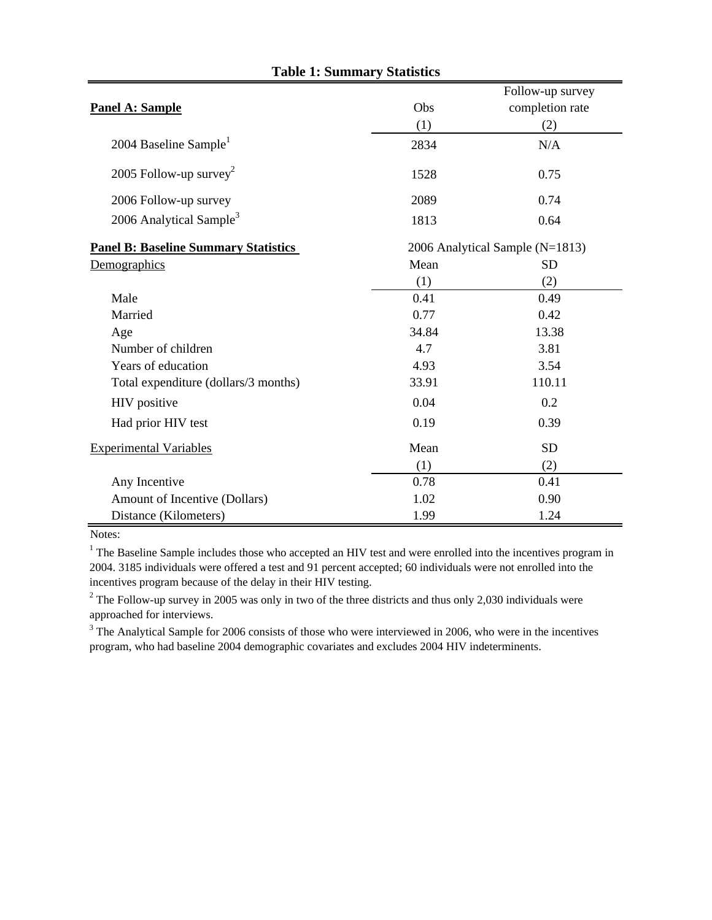**Table 1: Summary Statistics**

| **Panel A: Sample** | Obs | Follow-up survey completion rate |
|---|---|---|
| | (1) | (2) |
| 2004 Baseline Sample[1] | 2834 | N/A |
| 2005 Follow-up survey[2] | 1528 | 0.75 |
| 2006 Follow-up survey | 2089 | 0.74 |
| 2006 Analytical Sample[3] | 1813 | 0.64 |
| **Panel B: Baseline Summary Statistics** | 2006 Analytical Sample (N=1813) | |
| Demographics | Mean | SD |
| | (1) | (2) |
| Male | 0.41 | 0.49 |
| Married | 0.77 | 0.42 |
| Age | 34.84 | 13.38 |
| Number of children | 4.7 | 3.81 |
| Years of education | 4.93 | 3.54 |
| Total expenditure (dollars/3 months) | 33.91 | 110.11 |
| HIV positive | 0.04 | 0.2 |
| Had prior HIV test | 0.19 | 0.39 |
| Experimental Variables | Mean | SD |
| | (1) | (2) |
| Any Incentive | 0.78 | 0.41 |
| Amount of Incentive (Dollars) | 1.02 | 0.90 |
| Distance (Kilometers) | 1.99 | 1.24 |

Notes:

[1] The Baseline Sample includes those who accepted an HIV test and were enrolled into the incentives program in 2004. 3185 individuals were offered a test and 91 percent accepted; 60 individuals were not enrolled into the incentives program because of the delay in their HIV testing.

[2] The Follow-up survey in 2005 was only in two of the three districts and thus only 2,030 individuals were approached for interviews.

[3] The Analytical Sample for 2006 consists of those who were interviewed in 2006, who were in the incentives program, who had baseline 2004 demographic covariates and excludes 2004 HIV indeterminents.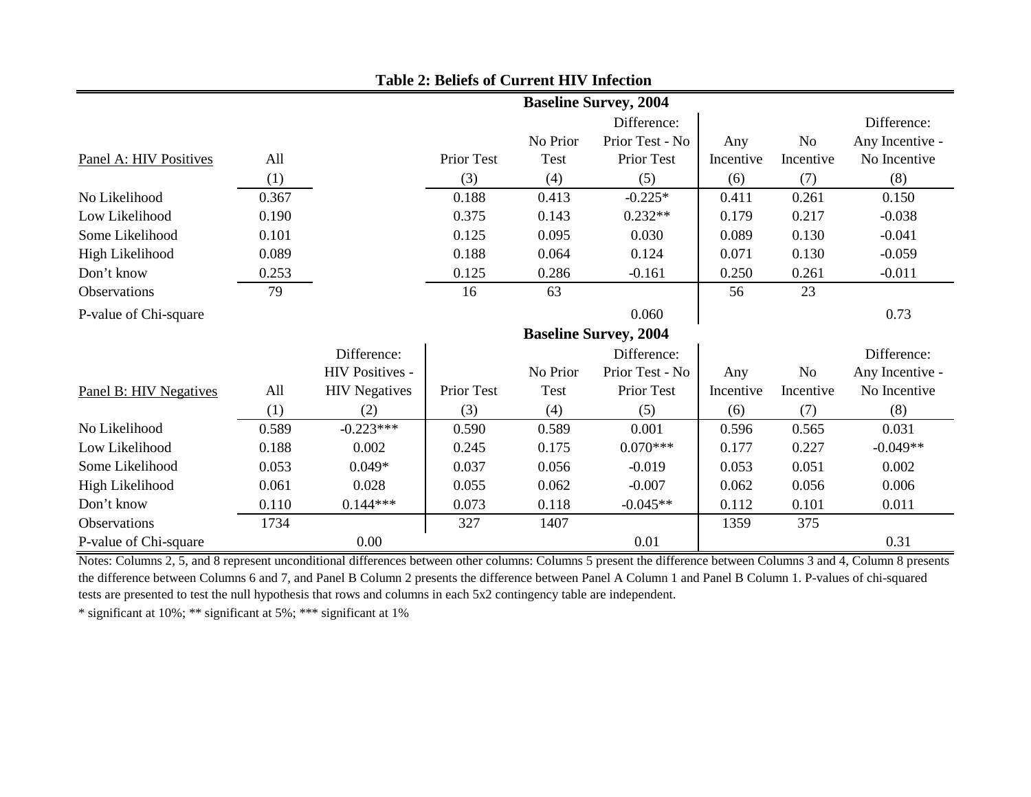**Table 2: Beliefs of Current HIV Infection**

| | | | Baseline Survey, 2004 | | | | | |
|---|---|---|---|---|---|---|---|---|
| Panel A: HIV Positives | All | | Prior Test | No Prior Test | Difference: Prior Test - No Prior Test | Any Incentive | No Incentive | Difference: Any Incentive - No Incentive |
| | (1) | | (3) | (4) | (5) | (6) | (7) | (8) |
| No Likelihood | 0.367 | | 0.188 | 0.413 | -0.225* | 0.411 | 0.261 | 0.150 |
| Low Likelihood | 0.190 | | 0.375 | 0.143 | 0.232** | 0.179 | 0.217 | -0.038 |
| Some Likelihood | 0.101 | | 0.125 | 0.095 | 0.030 | 0.089 | 0.130 | -0.041 |
| High Likelihood | 0.089 | | 0.188 | 0.064 | 0.124 | 0.071 | 0.130 | -0.059 |
| Don't know | 0.253 | | 0.125 | 0.286 | -0.161 | 0.250 | 0.261 | -0.011 |
| Observations | 79 | | 16 | 63 | | 56 | 23 | |
| P-value of Chi-square | | | | | 0.060 | | | 0.73 |

| | | | Baseline Survey, 2004 | | | | | |
|---|---|---|---|---|---|---|---|---|
| Panel B: HIV Negatives | All | Difference: HIV Positives - HIV Negatives | Prior Test | No Prior Test | Difference: Prior Test - No Prior Test | Any Incentive | No Incentive | Difference: Any Incentive - No Incentive |
| | (1) | (2) | (3) | (4) | (5) | (6) | (7) | (8) |
| No Likelihood | 0.589 | -0.223*** | 0.590 | 0.589 | 0.001 | 0.596 | 0.565 | 0.031 |
| Low Likelihood | 0.188 | 0.002 | 0.245 | 0.175 | 0.070*** | 0.177 | 0.227 | -0.049** |
| Some Likelihood | 0.053 | 0.049* | 0.037 | 0.056 | -0.019 | 0.053 | 0.051 | 0.002 |
| High Likelihood | 0.061 | 0.028 | 0.055 | 0.062 | -0.007 | 0.062 | 0.056 | 0.006 |
| Don't know | 0.110 | 0.144*** | 0.073 | 0.118 | -0.045** | 0.112 | 0.101 | 0.011 |
| Observations | 1734 | | 327 | 1407 | | 1359 | 375 | |
| P-value of Chi-square | | 0.00 | | | 0.01 | | | 0.31 |

Notes: Columns 2, 5, and 8 represent unconditional differences between other columns: Columns 5 present the difference between Columns 3 and 4, Column 8 presents the difference between Columns 6 and 7, and Panel B Column 2 presents the difference between Panel A Column 1 and Panel B Column 1. P-values of chi-squared tests are presented to test the null hypothesis that rows and columns in each 5x2 contingency table are independent.

* significant at 10%; ** significant at 5%; *** significant at 1%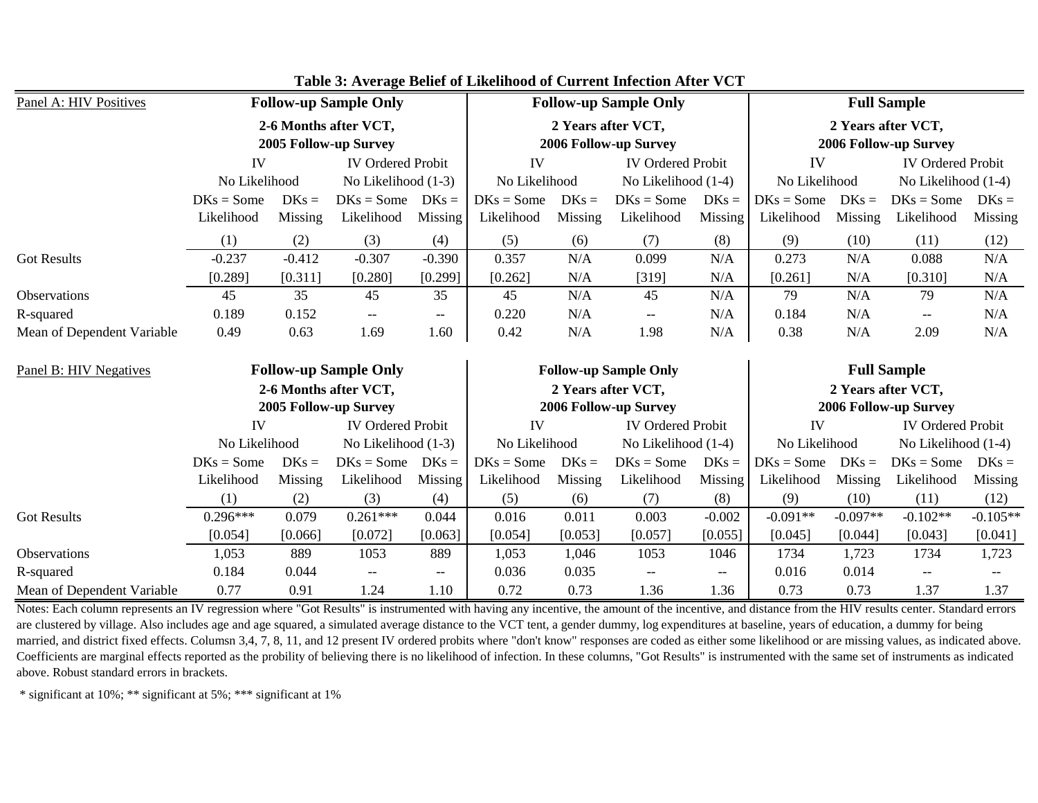**Table 3: Average Belief of Likelihood of Current Infection After VCT**

| Panel A: HIV Positives | Follow-up Sample Only | | | | Follow-up Sample Only | | | | Full Sample | | | |
|---|---|---|---|---|---|---|---|---|---|---|---|---|
| | 2-6 Months after VCT, 2005 Follow-up Survey | | | | 2 Years after VCT, 2006 Follow-up Survey | | | | 2 Years after VCT, 2006 Follow-up Survey | | | |
| | IV | | IV Ordered Probit | | IV | | IV Ordered Probit | | IV | | IV Ordered Probit | |
| | No Likelihood | | No Likelihood (1-3) | | No Likelihood | | No Likelihood (1-4) | | No Likelihood | | No Likelihood (1-4) | |
| | DKs = Some Likelihood | DKs = Missing | DKs = Some Likelihood | DKs = Missing | DKs = Some Likelihood | DKs = Missing | DKs = Some Likelihood | DKs = Missing | DKs = Some Likelihood | DKs = Missing | DKs = Some Likelihood | DKs = Missing |
| | (1) | (2) | (3) | (4) | (5) | (6) | (7) | (8) | (9) | (10) | (11) | (12) |
| Got Results | -0.237 | -0.412 | -0.307 | -0.390 | 0.357 | N/A | 0.099 | N/A | 0.273 | N/A | 0.088 | N/A |
| | [0.289] | [0.311] | [0.280] | [0.299] | [0.262] | N/A | [319] | N/A | [0.261] | N/A | [0.310] | N/A |
| Observations | 45 | 35 | 45 | 35 | 45 | N/A | 45 | N/A | 79 | N/A | 79 | N/A |
| R-squared | 0.189 | 0.152 | -- | -- | 0.220 | N/A | -- | N/A | 0.184 | N/A | -- | N/A |
| Mean of Dependent Variable | 0.49 | 0.63 | 1.69 | 1.60 | 0.42 | N/A | 1.98 | N/A | 0.38 | N/A | 2.09 | N/A |

| Panel B: HIV Negatives | Follow-up Sample Only | | | | Follow-up Sample Only | | | | Full Sample | | | |
|---|---|---|---|---|---|---|---|---|---|---|---|---|
| | 2-6 Months after VCT, 2005 Follow-up Survey | | | | 2 Years after VCT, 2006 Follow-up Survey | | | | 2 Years after VCT, 2006 Follow-up Survey | | | |
| | IV | | IV Ordered Probit | | IV | | IV Ordered Probit | | IV | | IV Ordered Probit | |
| | No Likelihood | | No Likelihood (1-3) | | No Likelihood | | No Likelihood (1-4) | | No Likelihood | | No Likelihood (1-4) | |
| | DKs = Some Likelihood | DKs = Missing | DKs = Some Likelihood | DKs = Missing | DKs = Some Likelihood | DKs = Missing | DKs = Some Likelihood | DKs = Missing | DKs = Some Likelihood | DKs = Missing | DKs = Some Likelihood | DKs = Missing |
| | (1) | (2) | (3) | (4) | (5) | (6) | (7) | (8) | (9) | (10) | (11) | (12) |
| Got Results | 0.296*** | 0.079 | 0.261*** | 0.044 | 0.016 | 0.011 | 0.003 | -0.002 | -0.091** | -0.097** | -0.102** | -0.105** |
| | [0.054] | [0.066] | [0.072] | [0.063] | [0.054] | [0.053] | [0.057] | [0.055] | [0.045] | [0.044] | [0.043] | [0.041] |
| Observations | 1,053 | 889 | 1053 | 889 | 1,053 | 1,046 | 1053 | 1046 | 1734 | 1,723 | 1734 | 1,723 |
| R-squared | 0.184 | 0.044 | -- | -- | 0.036 | 0.035 | -- | -- | 0.016 | 0.014 | -- | -- |
| Mean of Dependent Variable | 0.77 | 0.91 | 1.24 | 1.10 | 0.72 | 0.73 | 1.36 | 1.36 | 0.73 | 0.73 | 1.37 | 1.37 |

Notes: Each column represents an IV regression where "Got Results" is instrumented with having any incentive, the amount of the incentive, and distance from the HIV results center. Standard errors are clustered by village. Also includes age and age squared, a simulated average distance to the VCT tent, a gender dummy, log expenditures at baseline, years of education, a dummy for being married, and district fixed effects. Columsn 3,4, 7, 8, 11, and 12 present IV ordered probits where "don't know" responses are coded as either some likelihood or are missing values, as indicated above. Coefficients are marginal effects reported as the probility of believing there is no likelihood of infection. In these columns, "Got Results" is instrumented with the same set of instruments as indicated above. Robust standard errors in brackets.

* significant at 10%; ** significant at 5%; *** significant at 1%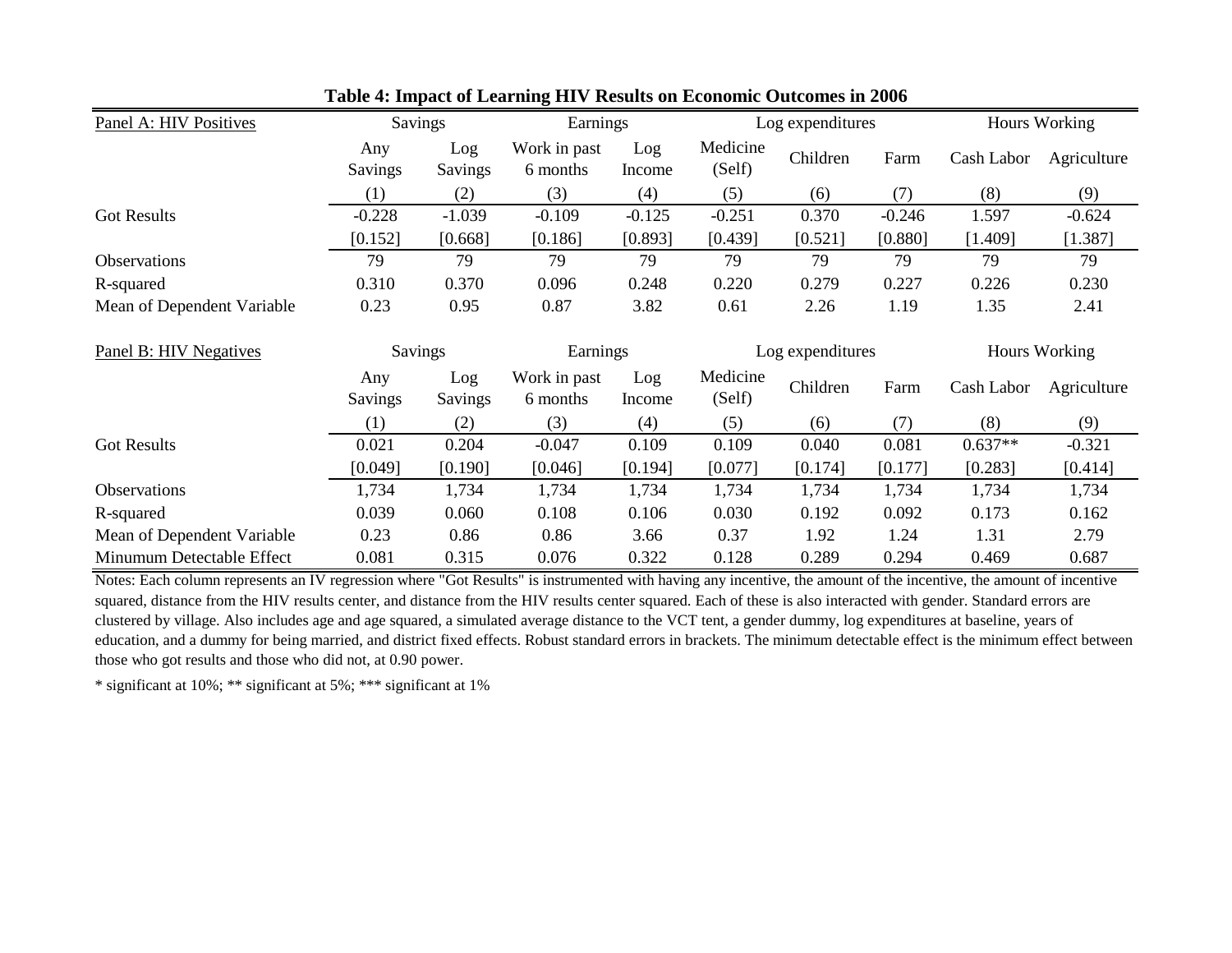**Table 4: Impact of Learning HIV Results on Economic Outcomes in 2006**

| Panel A: HIV Positives | Savings | | Earnings | | Log expenditures | | | Hours Working | |
|---|---|---|---|---|---|---|---|---|---|
| | Any Savings | Log Savings | Work in past 6 months | Log Income | Medicine (Self) | Children | Farm | Cash Labor | Agriculture |
| | (1) | (2) | (3) | (4) | (5) | (6) | (7) | (8) | (9) |
| Got Results | -0.228 | -1.039 | -0.109 | -0.125 | -0.251 | 0.370 | -0.246 | 1.597 | -0.624 |
| | [0.152] | [0.668] | [0.186] | [0.893] | [0.439] | [0.521] | [0.880] | [1.409] | [1.387] |
| Observations | 79 | 79 | 79 | 79 | 79 | 79 | 79 | 79 | 79 |
| R-squared | 0.310 | 0.370 | 0.096 | 0.248 | 0.220 | 0.279 | 0.227 | 0.226 | 0.230 |
| Mean of Dependent Variable | 0.23 | 0.95 | 0.87 | 3.82 | 0.61 | 2.26 | 1.19 | 1.35 | 2.41 |

| Panel B: HIV Negatives | Savings | | Earnings | | Log expenditures | | | Hours Working | |
|---|---|---|---|---|---|---|---|---|---|
| | Any Savings | Log Savings | Work in past 6 months | Log Income | Medicine (Self) | Children | Farm | Cash Labor | Agriculture |
| | (1) | (2) | (3) | (4) | (5) | (6) | (7) | (8) | (9) |
| Got Results | 0.021 | 0.204 | -0.047 | 0.109 | 0.109 | 0.040 | 0.081 | 0.637** | -0.321 |
| | [0.049] | [0.190] | [0.046] | [0.194] | [0.077] | [0.174] | [0.177] | [0.283] | [0.414] |
| Observations | 1,734 | 1,734 | 1,734 | 1,734 | 1,734 | 1,734 | 1,734 | 1,734 | 1,734 |
| R-squared | 0.039 | 0.060 | 0.108 | 0.106 | 0.030 | 0.192 | 0.092 | 0.173 | 0.162 |
| Mean of Dependent Variable | 0.23 | 0.86 | 0.86 | 3.66 | 0.37 | 1.92 | 1.24 | 1.31 | 2.79 |
| Minumum Detectable Effect | 0.081 | 0.315 | 0.076 | 0.322 | 0.128 | 0.289 | 0.294 | 0.469 | 0.687 |

Notes: Each column represents an IV regression where "Got Results" is instrumented with having any incentive, the amount of the incentive, the amount of incentive squared, distance from the HIV results center, and distance from the HIV results center squared. Each of these is also interacted with gender. Standard errors are clustered by village. Also includes age and age squared, a simulated average distance to the VCT tent, a gender dummy, log expenditures at baseline, years of education, and a dummy for being married, and district fixed effects. Robust standard errors in brackets. The minimum detectable effect is the minimum effect between those who got results and those who did not, at 0.90 power.

* significant at 10%; ** significant at 5%; *** significant at 1%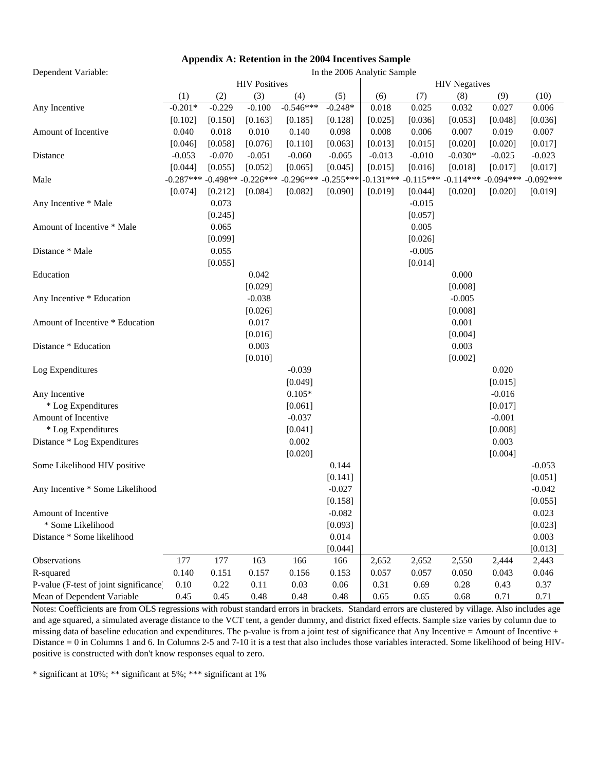### Appendix A: Retention in the 2004 Incentives Sample

| Dependent Variable: | In the 2006 Analytic Sample | | | | | | | | | |
|---|---|---|---|---|---|---|---|---|---|---|
| | HIV Positives | | | | | HIV Negatives | | | | |
| | (1) | (2) | (3) | (4) | (5) | (6) | (7) | (8) | (9) | (10) |
| Any Incentive | -0.201* | -0.229 | -0.100 | -0.546*** | -0.248* | 0.018 | 0.025 | 0.032 | 0.027 | 0.006 |
| | [0.102] | [0.150] | [0.163] | [0.185] | [0.128] | [0.025] | [0.036] | [0.053] | [0.048] | [0.036] |
| Amount of Incentive | 0.040 | 0.018 | 0.010 | 0.140 | 0.098 | 0.008 | 0.006 | 0.007 | 0.019 | 0.007 |
| | [0.046] | [0.058] | [0.076] | [0.110] | [0.063] | [0.013] | [0.015] | [0.020] | [0.020] | [0.017] |
| Distance | -0.053 | -0.070 | -0.051 | -0.060 | -0.065 | -0.013 | -0.010 | -0.030* | -0.025 | -0.023 |
| | [0.044] | [0.055] | [0.052] | [0.065] | [0.045] | [0.015] | [0.016] | [0.018] | [0.017] | [0.017] |
| Male | -0.287*** | -0.498** | -0.226*** | -0.296*** | -0.255*** | -0.131*** | -0.115*** | -0.114*** | -0.094*** | -0.092*** |
| | [0.074] | [0.212] | [0.084] | [0.082] | [0.090] | [0.019] | [0.044] | [0.020] | [0.020] | [0.019] |
| Any Incentive * Male | | 0.073 | | | | | -0.015 | | | |
| | | [0.245] | | | | | [0.057] | | | |
| Amount of Incentive * Male | | 0.065 | | | | | 0.005 | | | |
| | | [0.099] | | | | | [0.026] | | | |
| Distance * Male | | 0.055 | | | | | -0.005 | | | |
| | | [0.055] | | | | | [0.014] | | | |
| Education | | | 0.042 | | | | | 0.000 | | |
| | | | [0.029] | | | | | [0.008] | | |
| Any Incentive * Education | | | -0.038 | | | | | -0.005 | | |
| | | | [0.026] | | | | | [0.008] | | |
| Amount of Incentive * Education | | | 0.017 | | | | | 0.001 | | |
| | | | [0.016] | | | | | [0.004] | | |
| Distance * Education | | | 0.003 | | | | | 0.003 | | |
| | | | [0.010] | | | | | [0.002] | | |
| Log Expenditures | | | | -0.039 | | | | | 0.020 | |
| | | | | [0.049] | | | | | [0.015] | |
| Any Incentive * Log Expenditures | | | | 0.105* | | | | | -0.016 | |
| | | | | [0.061] | | | | | [0.017] | |
| Amount of Incentive * Log Expenditures | | | | -0.037 | | | | | -0.001 | |
| | | | | [0.041] | | | | | [0.008] | |
| Distance * Log Expenditures | | | | 0.002 | | | | | 0.003 | |
| | | | | [0.020] | | | | | [0.004] | |
| Some Likelihood HIV positive | | | | | 0.144 | | | | | -0.053 |
| | | | | | [0.141] | | | | | [0.051] |
| Any Incentive * Some Likelihood | | | | | -0.027 | | | | | -0.042 |
| | | | | | [0.158] | | | | | [0.055] |
| Amount of Incentive * Some Likelihood | | | | | -0.082 | | | | | 0.023 |
| | | | | | [0.093] | | | | | [0.023] |
| Distance * Some likelihood | | | | | 0.014 | | | | | 0.003 |
| | | | | | [0.044] | | | | | [0.013] |
| Observations | 177 | 177 | 163 | 166 | 166 | 2,652 | 2,652 | 2,550 | 2,444 | 2,443 |
| R-squared | 0.140 | 0.151 | 0.157 | 0.156 | 0.153 | 0.057 | 0.057 | 0.050 | 0.043 | 0.046 |
| P-value (F-test of joint significance) | 0.10 | 0.22 | 0.11 | 0.03 | 0.06 | 0.31 | 0.69 | 0.28 | 0.43 | 0.37 |
| Mean of Dependent Variable | 0.45 | 0.45 | 0.48 | 0.48 | 0.48 | 0.65 | 0.65 | 0.68 | 0.71 | 0.71 |

Notes: Coefficients are from OLS regressions with robust standard errors in brackets. Standard errors are clustered by village. Also includes age and age squared, a simulated average distance to the VCT tent, a gender dummy, and district fixed effects. Sample size varies by column due to missing data of baseline education and expenditures. The p-value is from a joint test of significance that Any Incentive = Amount of Incentive + Distance = 0 in Columns 1 and 6. In Columns 2-5 and 7-10 it is a test that also includes those variables interacted. Some likelihood of being HIV-positive is constructed with don't know responses equal to zero.

* significant at 10%; ** significant at 5%; *** significant at 1%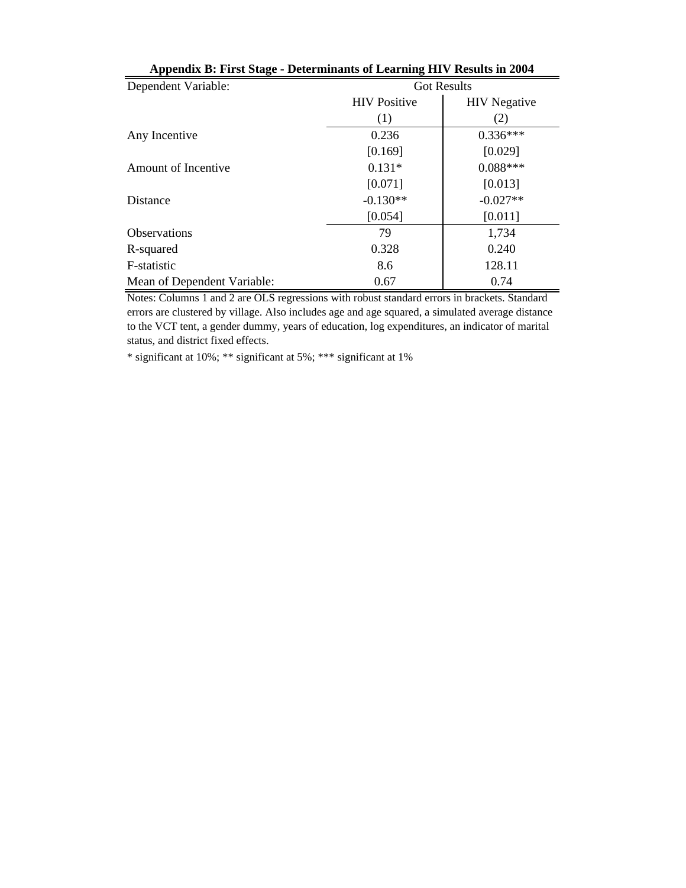**Appendix B: First Stage - Determinants of Learning HIV Results in 2004**

| Dependent Variable: | Got Results | |
|---|---|---|
| | HIV Positive | HIV Negative |
| | (1) | (2) |
| Any Incentive | 0.236 | 0.336*** |
| | [0.169] | [0.029] |
| Amount of Incentive | 0.131* | 0.088*** |
| | [0.071] | [0.013] |
| Distance | -0.130** | -0.027** |
| | [0.054] | [0.011] |
| Observations | 79 | 1,734 |
| R-squared | 0.328 | 0.240 |
| F-statistic | 8.6 | 128.11 |
| Mean of Dependent Variable: | 0.67 | 0.74 |

Notes: Columns 1 and 2 are OLS regressions with robust standard errors in brackets. Standard errors are clustered by village. Also includes age and age squared, a simulated average distance to the VCT tent, a gender dummy, years of education, log expenditures, an indicator of marital status, and district fixed effects.

* significant at 10%; ** significant at 5%; *** significant at 1%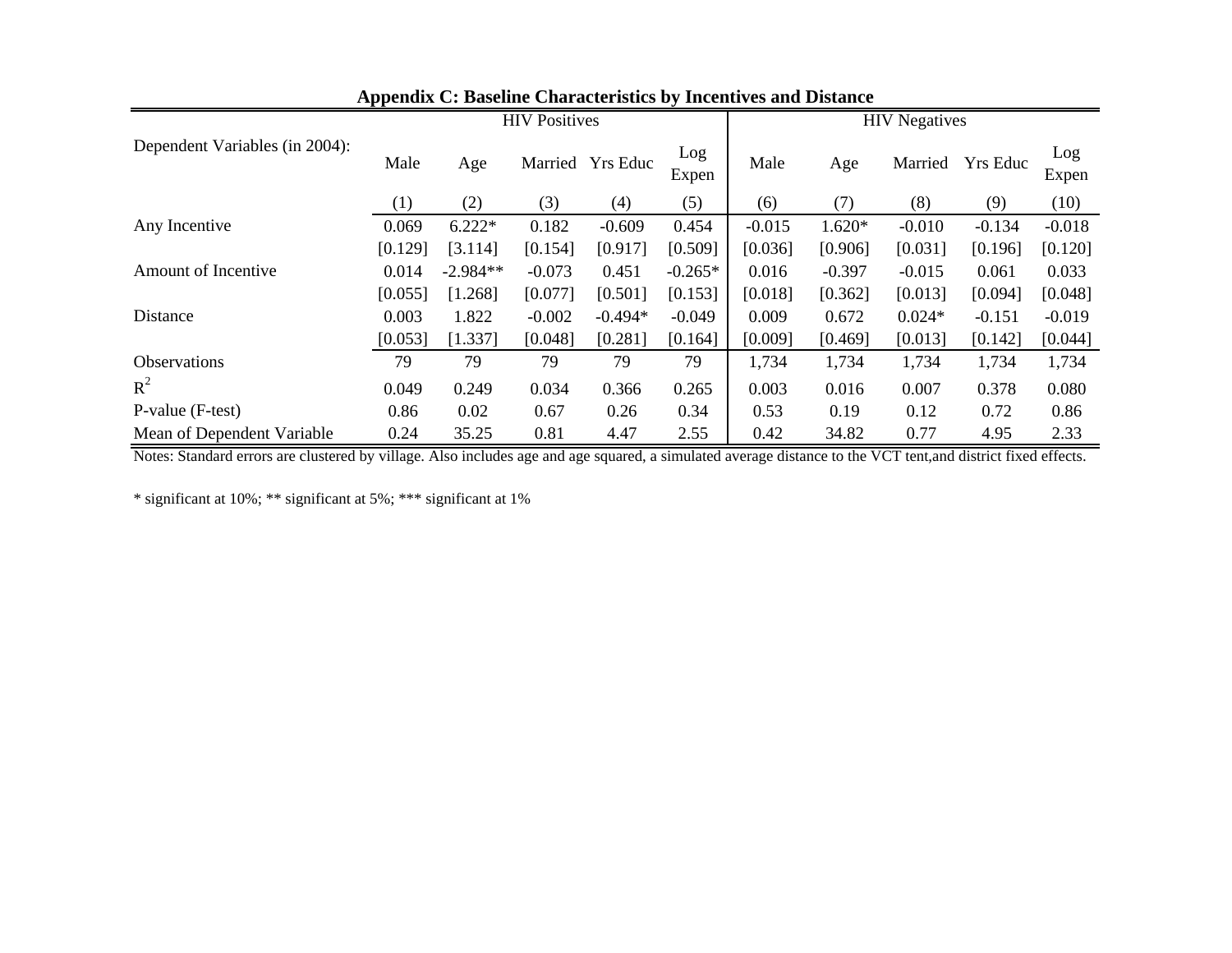**Appendix C: Baseline Characteristics by Incentives and Distance**

| | HIV Positives | | | | | HIV Negatives | | | | |
|---|---|---|---|---|---|---|---|---|---|---|
| Dependent Variables (in 2004): | Male | Age | Married | Yrs Educ | Log Expen | Male | Age | Married | Yrs Educ | Log Expen |
| | (1) | (2) | (3) | (4) | (5) | (6) | (7) | (8) | (9) | (10) |
| Any Incentive | 0.069 | 6.222* | 0.182 | -0.609 | 0.454 | -0.015 | 1.620* | -0.010 | -0.134 | -0.018 |
| | [0.129] | [3.114] | [0.154] | [0.917] | [0.509] | [0.036] | [0.906] | [0.031] | [0.196] | [0.120] |
| Amount of Incentive | 0.014 | -2.984** | -0.073 | 0.451 | -0.265* | 0.016 | -0.397 | -0.015 | 0.061 | 0.033 |
| | [0.055] | [1.268] | [0.077] | [0.501] | [0.153] | [0.018] | [0.362] | [0.013] | [0.094] | [0.048] |
| Distance | 0.003 | 1.822 | -0.002 | -0.494* | -0.049 | 0.009 | 0.672 | 0.024* | -0.151 | -0.019 |
| | [0.053] | [1.337] | [0.048] | [0.281] | [0.164] | [0.009] | [0.469] | [0.013] | [0.142] | [0.044] |
| Observations | 79 | 79 | 79 | 79 | 79 | 1,734 | 1,734 | 1,734 | 1,734 | 1,734 |
| $R^2$ | 0.049 | 0.249 | 0.034 | 0.366 | 0.265 | 0.003 | 0.016 | 0.007 | 0.378 | 0.080 |
| P-value (F-test) | 0.86 | 0.02 | 0.67 | 0.26 | 0.34 | 0.53 | 0.19 | 0.12 | 0.72 | 0.86 |
| Mean of Dependent Variable | 0.24 | 35.25 | 0.81 | 4.47 | 2.55 | 0.42 | 34.82 | 0.77 | 4.95 | 2.33 |

Notes: Standard errors are clustered by village. Also includes age and age squared, a simulated average distance to the VCT tent,and district fixed effects.

* significant at 10%; ** significant at 5%; *** significant at 1%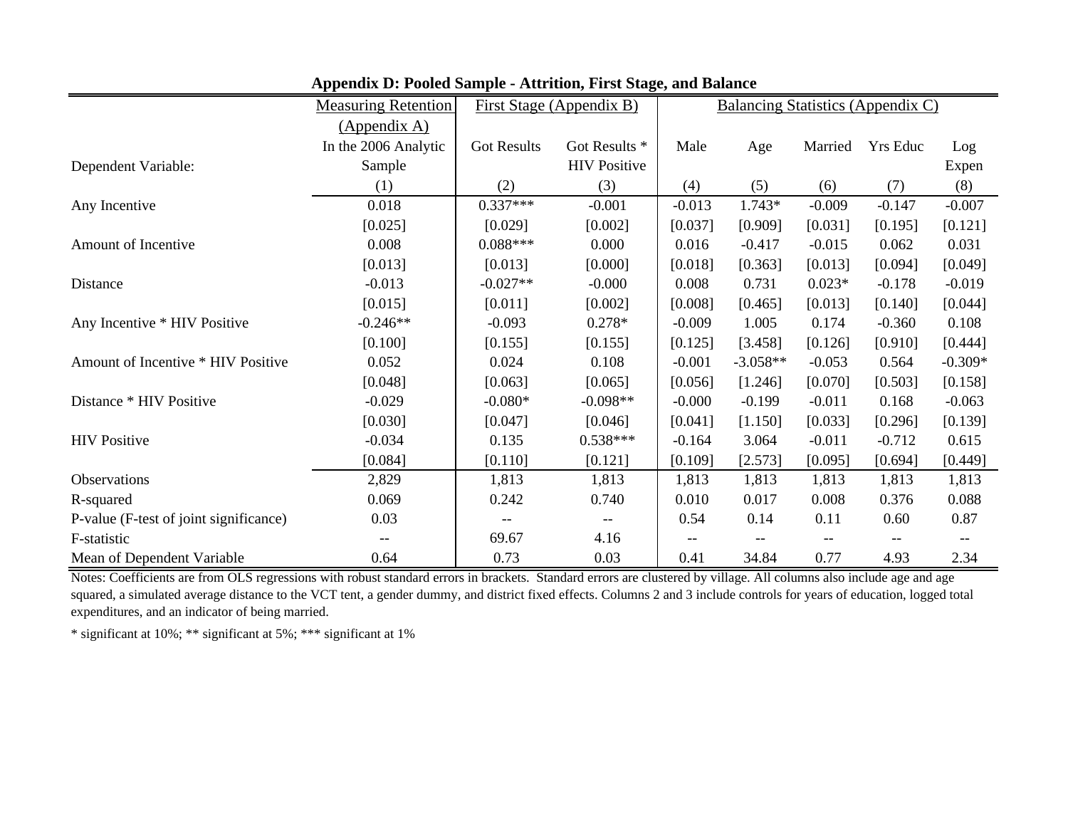**Appendix D: Pooled Sample - Attrition, First Stage, and Balance**

| | Measuring Retention (Appendix A) | First Stage (Appendix B) | | Balancing Statistics (Appendix C) | | | | |
|---|---|---|---|---|---|---|---|---|
| Dependent Variable: | In the 2006 Analytic Sample | Got Results | Got Results * HIV Positive | Male | Age | Married | Yrs Educ | Log Expen |
| | (1) | (2) | (3) | (4) | (5) | (6) | (7) | (8) |
| Any Incentive | 0.018 | 0.337*** | -0.001 | -0.013 | 1.743* | -0.009 | -0.147 | -0.007 |
| | [0.025] | [0.029] | [0.002] | [0.037] | [0.909] | [0.031] | [0.195] | [0.121] |
| Amount of Incentive | 0.008 | 0.088*** | 0.000 | 0.016 | -0.417 | -0.015 | 0.062 | 0.031 |
| | [0.013] | [0.013] | [0.000] | [0.018] | [0.363] | [0.013] | [0.094] | [0.049] |
| Distance | -0.013 | -0.027** | -0.000 | 0.008 | 0.731 | 0.023* | -0.178 | -0.019 |
| | [0.015] | [0.011] | [0.002] | [0.008] | [0.465] | [0.013] | [0.140] | [0.044] |
| Any Incentive * HIV Positive | -0.246** | -0.093 | 0.278* | -0.009 | 1.005 | 0.174 | -0.360 | 0.108 |
| | [0.100] | [0.155] | [0.155] | [0.125] | [3.458] | [0.126] | [0.910] | [0.444] |
| Amount of Incentive * HIV Positive | 0.052 | 0.024 | 0.108 | -0.001 | -3.058** | -0.053 | 0.564 | -0.309* |
| | [0.048] | [0.063] | [0.065] | [0.056] | [1.246] | [0.070] | [0.503] | [0.158] |
| Distance * HIV Positive | -0.029 | -0.080* | -0.098** | -0.000 | -0.199 | -0.011 | 0.168 | -0.063 |
| | [0.030] | [0.047] | [0.046] | [0.041] | [1.150] | [0.033] | [0.296] | [0.139] |
| HIV Positive | -0.034 | 0.135 | 0.538*** | -0.164 | 3.064 | -0.011 | -0.712 | 0.615 |
| | [0.084] | [0.110] | [0.121] | [0.109] | [2.573] | [0.095] | [0.694] | [0.449] |
| Observations | 2,829 | 1,813 | 1,813 | 1,813 | 1,813 | 1,813 | 1,813 | 1,813 |
| R-squared | 0.069 | 0.242 | 0.740 | 0.010 | 0.017 | 0.008 | 0.376 | 0.088 |
| P-value (F-test of joint significance) | 0.03 | -- | -- | 0.54 | 0.14 | 0.11 | 0.60 | 0.87 |
| F-statistic | -- | 69.67 | 4.16 | -- | -- | -- | -- | -- |
| Mean of Dependent Variable | 0.64 | 0.73 | 0.03 | 0.41 | 34.84 | 0.77 | 4.93 | 2.34 |

Notes: Coefficients are from OLS regressions with robust standard errors in brackets. Standard errors are clustered by village. All columns also include age and age squared, a simulated average distance to the VCT tent, a gender dummy, and district fixed effects. Columns 2 and 3 include controls for years of education, logged total expenditures, and an indicator of being married.

\* significant at 10%; ** significant at 5%; *** significant at 1%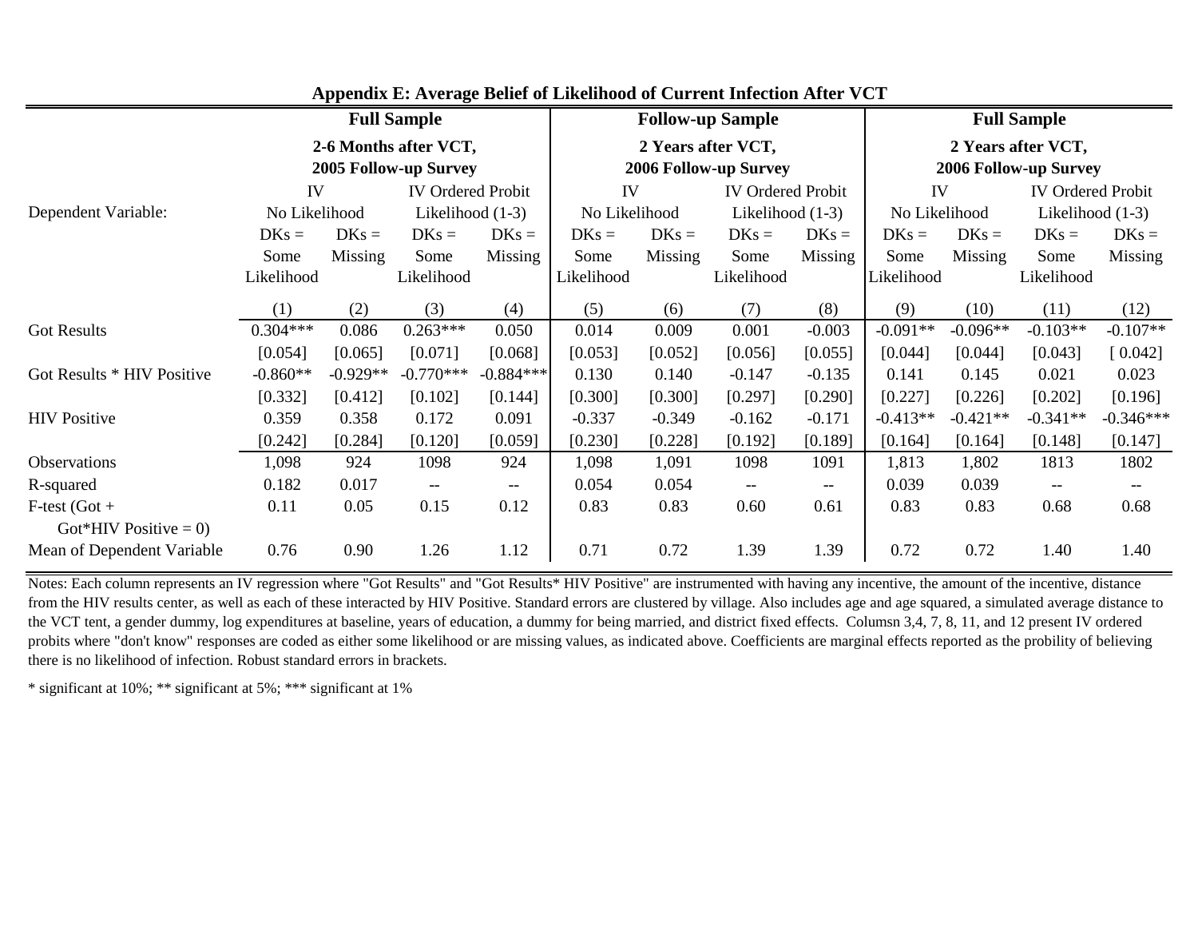## Appendix E: Average Belief of Likelihood of Current Infection After VCT

| | **Full Sample** | | | | **Follow-up Sample** | | | | **Full Sample** | | | |
|---|---|---|---|---|---|---|---|---|---|---|---|---|
| | **2-6 Months after VCT, 2005 Follow-up Survey** | | | | **2 Years after VCT, 2006 Follow-up Survey** | | | | **2 Years after VCT, 2006 Follow-up Survey** | | | |
| | IV | | IV Ordered Probit | | IV | | IV Ordered Probit | | IV | | IV Ordered Probit | |
| Dependent Variable: | No Likelihood | | Likelihood (1-3) | | No Likelihood | | Likelihood (1-3) | | No Likelihood | | Likelihood (1-3) | |
| | DKs = Some Likelihood | DKs = Missing | DKs = Some Likelihood | DKs = Missing | DKs = Some Likelihood | DKs = Missing | DKs = Some Likelihood | DKs = Missing | DKs = Some Likelihood | DKs = Missing | DKs = Some Likelihood | DKs = Missing |
| | (1) | (2) | (3) | (4) | (5) | (6) | (7) | (8) | (9) | (10) | (11) | (12) |
| Got Results | 0.304*** | 0.086 | 0.263*** | 0.050 | 0.014 | 0.009 | 0.001 | -0.003 | -0.091** | -0.096** | -0.103** | -0.107** |
| | [0.054] | [0.065] | [0.071] | [0.068] | [0.053] | [0.052] | [0.056] | [0.055] | [0.044] | [0.044] | [0.043] | [ 0.042] |
| Got Results * HIV Positive | -0.860** | -0.929** | -0.770*** | -0.884*** | 0.130 | 0.140 | -0.147 | -0.135 | 0.141 | 0.145 | 0.021 | 0.023 |
| | [0.332] | [0.412] | [0.102] | [0.144] | [0.300] | [0.300] | [0.297] | [0.290] | [0.227] | [0.226] | [0.202] | [0.196] |
| HIV Positive | 0.359 | 0.358 | 0.172 | 0.091 | -0.337 | -0.349 | -0.162 | -0.171 | -0.413** | -0.421** | -0.341** | -0.346*** |
| | [0.242] | [0.284] | [0.120] | [0.059] | [0.230] | [0.228] | [0.192] | [0.189] | [0.164] | [0.164] | [0.148] | [0.147] |
| Observations | 1,098 | 924 | 1098 | 924 | 1,098 | 1,091 | 1098 | 1091 | 1,813 | 1,802 | 1813 | 1802 |
| R-squared | 0.182 | 0.017 | -- | -- | 0.054 | 0.054 | -- | -- | 0.039 | 0.039 | -- | -- |
| F-test (Got + Got*HIV Positive = 0) | 0.11 | 0.05 | 0.15 | 0.12 | 0.83 | 0.83 | 0.60 | 0.61 | 0.83 | 0.83 | 0.68 | 0.68 |
| Mean of Dependent Variable | 0.76 | 0.90 | 1.26 | 1.12 | 0.71 | 0.72 | 1.39 | 1.39 | 0.72 | 0.72 | 1.40 | 1.40 |

Notes: Each column represents an IV regression where "Got Results" and "Got Results* HIV Positive" are instrumented with having any incentive, the amount of the incentive, distance from the HIV results center, as well as each of these interacted by HIV Positive. Standard errors are clustered by village. Also includes age and age squared, a simulated average distance to the VCT tent, a gender dummy, log expenditures at baseline, years of education, a dummy for being married, and district fixed effects. Columsn 3,4, 7, 8, 11, and 12 present IV ordered probits where "don't know" responses are coded as either some likelihood or are missing values, as indicated above. Coefficients are marginal effects reported as the probility of believing there is no likelihood of infection. Robust standard errors in brackets.

* significant at 10%; ** significant at 5%; *** significant at 1%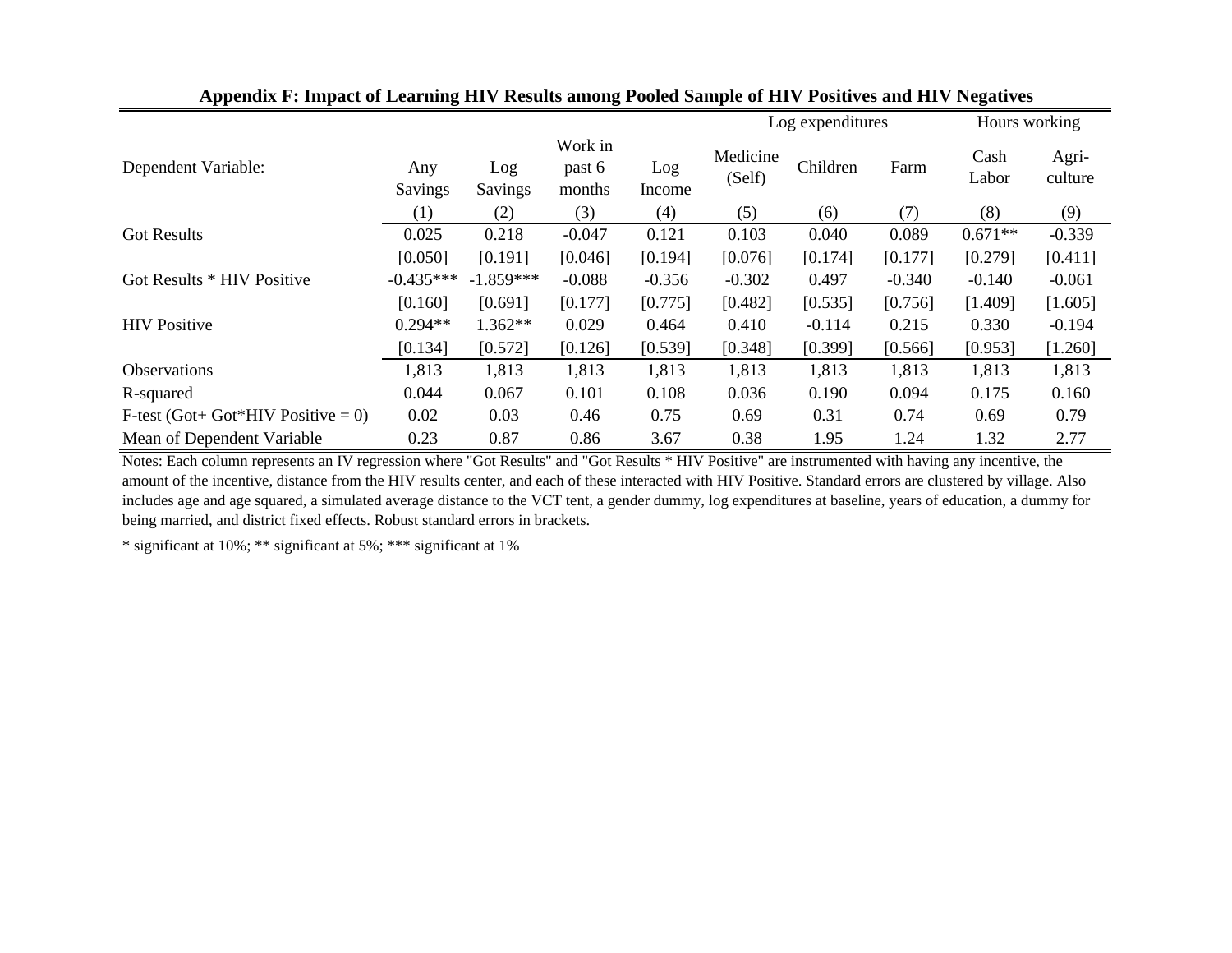**Appendix F: Impact of Learning HIV Results among Pooled Sample of HIV Positives and HIV Negatives**

| | | | | | Log expenditures | | | Hours working | |
|---|---|---|---|---|---|---|---|---|---|
| Dependent Variable: | Any Savings | Log Savings | Work in past 6 months | Log Income | Medicine (Self) | Children | Farm | Cash Labor | Agri-culture |
| | (1) | (2) | (3) | (4) | (5) | (6) | (7) | (8) | (9) |
| Got Results | 0.025 | 0.218 | -0.047 | 0.121 | 0.103 | 0.040 | 0.089 | 0.671** | -0.339 |
| | [0.050] | [0.191] | [0.046] | [0.194] | [0.076] | [0.174] | [0.177] | [0.279] | [0.411] |
| Got Results * HIV Positive | -0.435*** | -1.859*** | -0.088 | -0.356 | -0.302 | 0.497 | -0.340 | -0.140 | -0.061 |
| | [0.160] | [0.691] | [0.177] | [0.775] | [0.482] | [0.535] | [0.756] | [1.409] | [1.605] |
| HIV Positive | 0.294** | 1.362** | 0.029 | 0.464 | 0.410 | -0.114 | 0.215 | 0.330 | -0.194 |
| | [0.134] | [0.572] | [0.126] | [0.539] | [0.348] | [0.399] | [0.566] | [0.953] | [1.260] |
| Observations | 1,813 | 1,813 | 1,813 | 1,813 | 1,813 | 1,813 | 1,813 | 1,813 | 1,813 |
| R-squared | 0.044 | 0.067 | 0.101 | 0.108 | 0.036 | 0.190 | 0.094 | 0.175 | 0.160 |
| F-test (Got+ Got*HIV Positive = 0) | 0.02 | 0.03 | 0.46 | 0.75 | 0.69 | 0.31 | 0.74 | 0.69 | 0.79 |
| Mean of Dependent Variable | 0.23 | 0.87 | 0.86 | 3.67 | 0.38 | 1.95 | 1.24 | 1.32 | 2.77 |

Notes: Each column represents an IV regression where "Got Results" and "Got Results * HIV Positive" are instrumented with having any incentive, the amount of the incentive, distance from the HIV results center, and each of these interacted with HIV Positive. Standard errors are clustered by village. Also includes age and age squared, a simulated average distance to the VCT tent, a gender dummy, log expenditures at baseline, years of education, a dummy for being married, and district fixed effects. Robust standard errors in brackets.

* significant at 10%; ** significant at 5%; *** significant at 1%